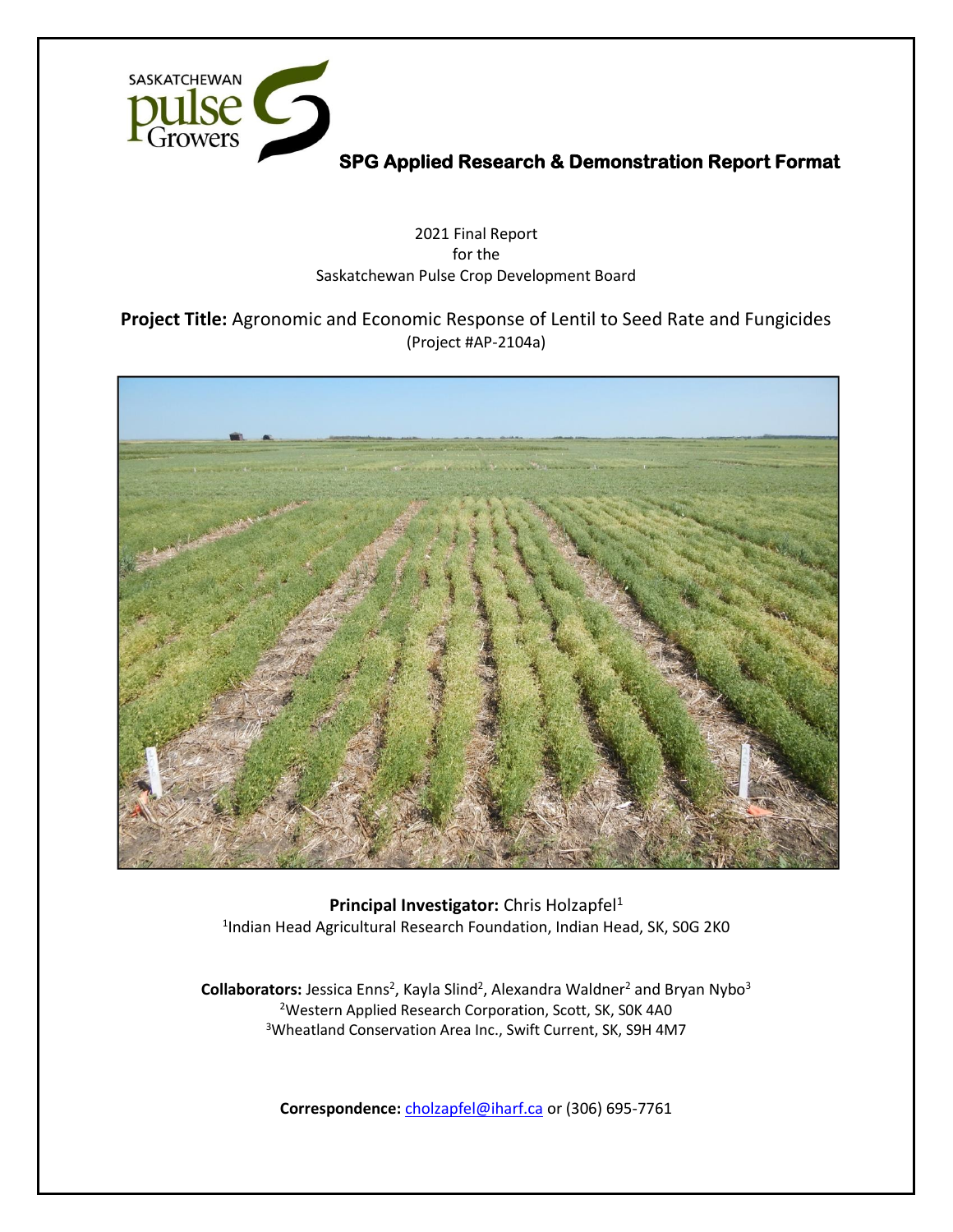SASKATCHEWAN pulse Growers

## SPG Applied Research & Demonstration Report Format

2021 Final Report
for the
Saskatchewan Pulse Crop Development Board

**Project Title:** Agronomic and Economic Response of Lentil to Seed Rate and Fungicides
(Project #AP-2104a)

**Principal Investigator:** Chris Holzapfel[1]
[1]Indian Head Agricultural Research Foundation, Indian Head, SK, S0G 2K0

**Collaborators:** Jessica Enns[2], Kayla Slind[2], Alexandra Waldner[2] and Bryan Nybo[3]
[2]Western Applied Research Corporation, Scott, SK, S0K 4A0
[3]Wheatland Conservation Area Inc., Swift Current, SK, S9H 4M7

**Correspondence:** cholzapfel@iharf.ca or (306) 695-7761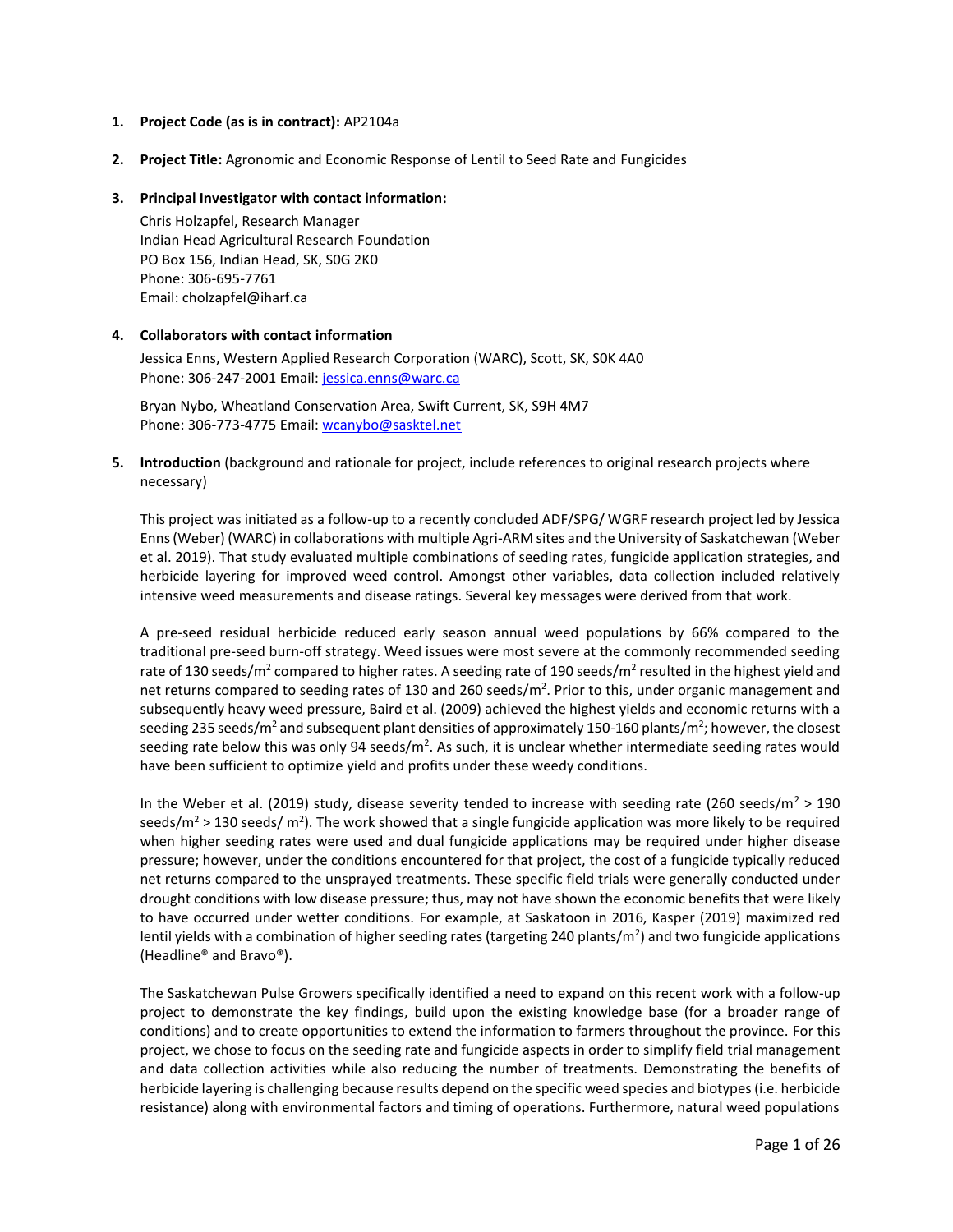1. **Project Code (as is in contract):** AP2104a

2. **Project Title:** Agronomic and Economic Response of Lentil to Seed Rate and Fungicides

3. **Principal Investigator with contact information:**

   Chris Holzapfel, Research Manager
   Indian Head Agricultural Research Foundation
   PO Box 156, Indian Head, SK, S0G 2K0
   Phone: 306-695-7761
   Email: cholzapfel@iharf.ca

4. **Collaborators with contact information**

   Jessica Enns, Western Applied Research Corporation (WARC), Scott, SK, S0K 4A0
   Phone: 306-247-2001 Email: jessica.enns@warc.ca

   Bryan Nybo, Wheatland Conservation Area, Swift Current, SK, S9H 4M7
   Phone: 306-773-4775 Email: wcanybo@sasktel.net

5. **Introduction** (background and rationale for project, include references to original research projects where necessary)

   This project was initiated as a follow-up to a recently concluded ADF/SPG/ WGRF research project led by Jessica Enns (Weber) (WARC) in collaborations with multiple Agri-ARM sites and the University of Saskatchewan (Weber et al. 2019). That study evaluated multiple combinations of seeding rates, fungicide application strategies, and herbicide layering for improved weed control. Amongst other variables, data collection included relatively intensive weed measurements and disease ratings. Several key messages were derived from that work.

   A pre-seed residual herbicide reduced early season annual weed populations by 66% compared to the traditional pre-seed burn-off strategy. Weed issues were most severe at the commonly recommended seeding rate of 130 seeds/m$^2$ compared to higher rates. A seeding rate of 190 seeds/m$^2$ resulted in the highest yield and net returns compared to seeding rates of 130 and 260 seeds/m$^2$. Prior to this, under organic management and subsequently heavy weed pressure, Baird et al. (2009) achieved the highest yields and economic returns with a seeding 235 seeds/m$^2$ and subsequent plant densities of approximately 150-160 plants/m$^2$; however, the closest seeding rate below this was only 94 seeds/m$^2$. As such, it is unclear whether intermediate seeding rates would have been sufficient to optimize yield and profits under these weedy conditions.

   In the Weber et al. (2019) study, disease severity tended to increase with seeding rate (260 seeds/m$^2$ > 190 seeds/m$^2$ > 130 seeds/ m$^2$). The work showed that a single fungicide application was more likely to be required when higher seeding rates were used and dual fungicide applications may be required under higher disease pressure; however, under the conditions encountered for that project, the cost of a fungicide typically reduced net returns compared to the unsprayed treatments. These specific field trials were generally conducted under drought conditions with low disease pressure; thus, may not have shown the economic benefits that were likely to have occurred under wetter conditions. For example, at Saskatoon in 2016, Kasper (2019) maximized red lentil yields with a combination of higher seeding rates (targeting 240 plants/m$^2$) and two fungicide applications (Headline® and Bravo®).

   The Saskatchewan Pulse Growers specifically identified a need to expand on this recent work with a follow-up project to demonstrate the key findings, build upon the existing knowledge base (for a broader range of conditions) and to create opportunities to extend the information to farmers throughout the province. For this project, we chose to focus on the seeding rate and fungicide aspects in order to simplify field trial management and data collection activities while also reducing the number of treatments. Demonstrating the benefits of herbicide layering is challenging because results depend on the specific weed species and biotypes (i.e. herbicide resistance) along with environmental factors and timing of operations. Furthermore, natural weed populations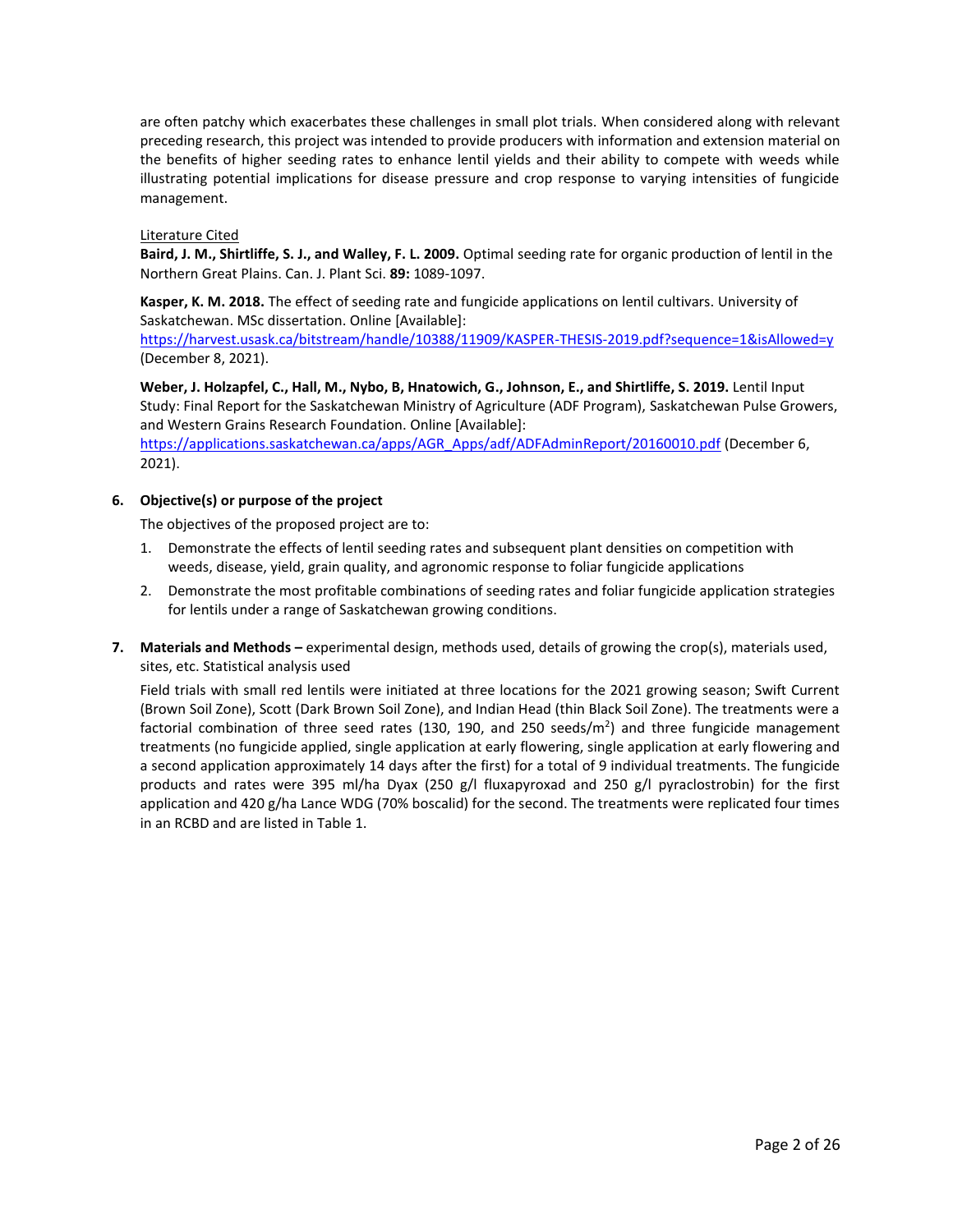are often patchy which exacerbates these challenges in small plot trials. When considered along with relevant preceding research, this project was intended to provide producers with information and extension material on the benefits of higher seeding rates to enhance lentil yields and their ability to compete with weeds while illustrating potential implications for disease pressure and crop response to varying intensities of fungicide management.

Literature Cited

**Baird, J. M., Shirtliffe, S. J., and Walley, F. L. 2009.** Optimal seeding rate for organic production of lentil in the Northern Great Plains. Can. J. Plant Sci. **89:** 1089-1097.

**Kasper, K. M. 2018.** The effect of seeding rate and fungicide applications on lentil cultivars. University of Saskatchewan. MSc dissertation. Online [Available]: https://harvest.usask.ca/bitstream/handle/10388/11909/KASPER-THESIS-2019.pdf?sequence=1&isAllowed=y (December 8, 2021).

**Weber, J. Holzapfel, C., Hall, M., Nybo, B, Hnatowich, G., Johnson, E., and Shirtliffe, S. 2019.** Lentil Input Study: Final Report for the Saskatchewan Ministry of Agriculture (ADF Program), Saskatchewan Pulse Growers, and Western Grains Research Foundation. Online [Available]: https://applications.saskatchewan.ca/apps/AGR_Apps/adf/ADFAdminReport/20160010.pdf (December 6, 2021).

**6. Objective(s) or purpose of the project**

The objectives of the proposed project are to:

1. Demonstrate the effects of lentil seeding rates and subsequent plant densities on competition with weeds, disease, yield, grain quality, and agronomic response to foliar fungicide applications
2. Demonstrate the most profitable combinations of seeding rates and foliar fungicide application strategies for lentils under a range of Saskatchewan growing conditions.

**7. Materials and Methods –** experimental design, methods used, details of growing the crop(s), materials used, sites, etc. Statistical analysis used

Field trials with small red lentils were initiated at three locations for the 2021 growing season; Swift Current (Brown Soil Zone), Scott (Dark Brown Soil Zone), and Indian Head (thin Black Soil Zone). The treatments were a factorial combination of three seed rates (130, 190, and 250 seeds/m$^2$) and three fungicide management treatments (no fungicide applied, single application at early flowering, single application at early flowering and a second application approximately 14 days after the first) for a total of 9 individual treatments. The fungicide products and rates were 395 ml/ha Dyax (250 g/l fluxapyroxad and 250 g/l pyraclostrobin) for the first application and 420 g/ha Lance WDG (70% boscalid) for the second. The treatments were replicated four times in an RCBD and are listed in Table 1.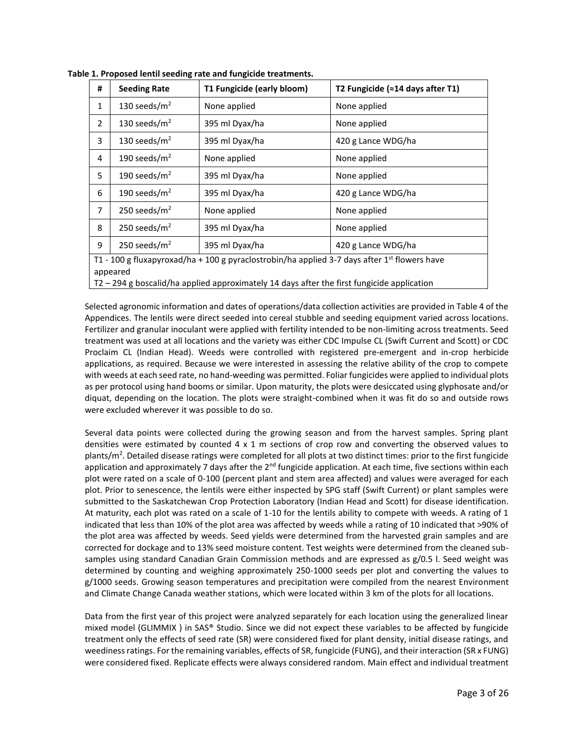**Table 1. Proposed lentil seeding rate and fungicide treatments.**

| # | Seeding Rate | T1 Fungicide (early bloom) | T2 Fungicide (≈14 days after T1) |
|---|---|---|---|
| 1 | 130 seeds/m$^2$ | None applied | None applied |
| 2 | 130 seeds/m$^2$ | 395 ml Dyax/ha | None applied |
| 3 | 130 seeds/m$^2$ | 395 ml Dyax/ha | 420 g Lance WDG/ha |
| 4 | 190 seeds/m$^2$ | None applied | None applied |
| 5 | 190 seeds/m$^2$ | 395 ml Dyax/ha | None applied |
| 6 | 190 seeds/m$^2$ | 395 ml Dyax/ha | 420 g Lance WDG/ha |
| 7 | 250 seeds/m$^2$ | None applied | None applied |
| 8 | 250 seeds/m$^2$ | 395 ml Dyax/ha | None applied |
| 9 | 250 seeds/m$^2$ | 395 ml Dyax/ha | 420 g Lance WDG/ha |

T1 - 100 g fluxapyroxad/ha + 100 g pyraclostrobin/ha applied 3-7 days after 1st flowers have appeared
T2 – 294 g boscalid/ha applied approximately 14 days after the first fungicide application

Selected agronomic information and dates of operations/data collection activities are provided in Table 4 of the Appendices. The lentils were direct seeded into cereal stubble and seeding equipment varied across locations. Fertilizer and granular inoculant were applied with fertility intended to be non-limiting across treatments. Seed treatment was used at all locations and the variety was either CDC Impulse CL (Swift Current and Scott) or CDC Proclaim CL (Indian Head). Weeds were controlled with registered pre-emergent and in-crop herbicide applications, as required. Because we were interested in assessing the relative ability of the crop to compete with weeds at each seed rate, no hand-weeding was permitted. Foliar fungicides were applied to individual plots as per protocol using hand booms or similar. Upon maturity, the plots were desiccated using glyphosate and/or diquat, depending on the location. The plots were straight-combined when it was fit do so and outside rows were excluded wherever it was possible to do so.

Several data points were collected during the growing season and from the harvest samples. Spring plant densities were estimated by counted 4 x 1 m sections of crop row and converting the observed values to plants/m$^2$. Detailed disease ratings were completed for all plots at two distinct times: prior to the first fungicide application and approximately 7 days after the 2nd fungicide application. At each time, five sections within each plot were rated on a scale of 0-100 (percent plant and stem area affected) and values were averaged for each plot. Prior to senescence, the lentils were either inspected by SPG staff (Swift Current) or plant samples were submitted to the Saskatchewan Crop Protection Laboratory (Indian Head and Scott) for disease identification. At maturity, each plot was rated on a scale of 1-10 for the lentils ability to compete with weeds. A rating of 1 indicated that less than 10% of the plot area was affected by weeds while a rating of 10 indicated that >90% of the plot area was affected by weeds. Seed yields were determined from the harvested grain samples and are corrected for dockage and to 13% seed moisture content. Test weights were determined from the cleaned sub-samples using standard Canadian Grain Commission methods and are expressed as g/0.5 l. Seed weight was determined by counting and weighing approximately 250-1000 seeds per plot and converting the values to g/1000 seeds. Growing season temperatures and precipitation were compiled from the nearest Environment and Climate Change Canada weather stations, which were located within 3 km of the plots for all locations.

Data from the first year of this project were analyzed separately for each location using the generalized linear mixed model (GLIMMIX ) in SAS® Studio. Since we did not expect these variables to be affected by fungicide treatment only the effects of seed rate (SR) were considered fixed for plant density, initial disease ratings, and weediness ratings. For the remaining variables, effects of SR, fungicide (FUNG), and their interaction (SR x FUNG) were considered fixed. Replicate effects were always considered random. Main effect and individual treatment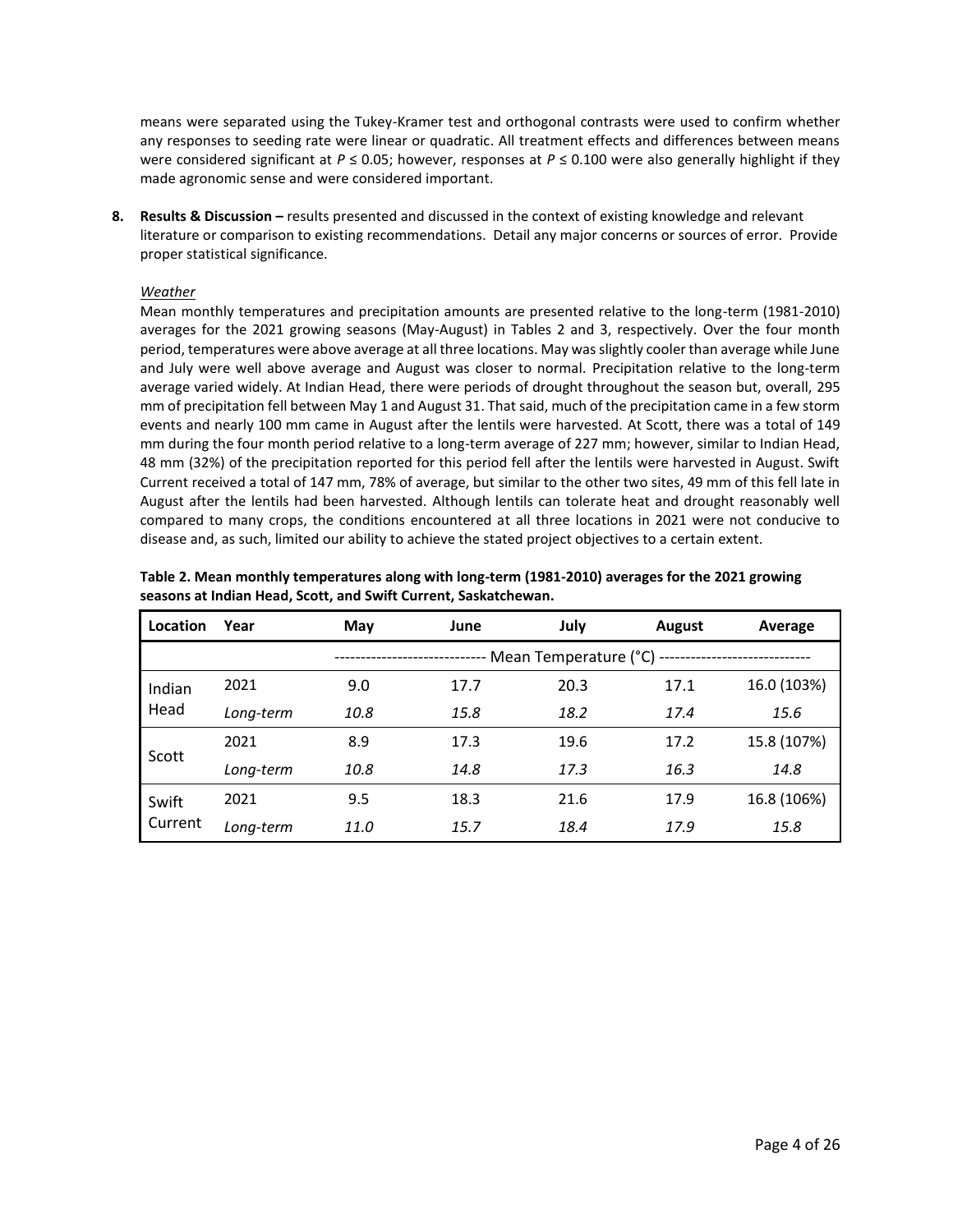means were separated using the Tukey-Kramer test and orthogonal contrasts were used to confirm whether any responses to seeding rate were linear or quadratic. All treatment effects and differences between means were considered significant at $P \leq 0.05$; however, responses at $P \leq 0.100$ were also generally highlight if they made agronomic sense and were considered important.

8. **Results & Discussion –** results presented and discussed in the context of existing knowledge and relevant literature or comparison to existing recommendations. Detail any major concerns or sources of error. Provide proper statistical significance.

*Weather*

Mean monthly temperatures and precipitation amounts are presented relative to the long-term (1981-2010) averages for the 2021 growing seasons (May-August) in Tables 2 and 3, respectively. Over the four month period, temperatures were above average at all three locations. May was slightly cooler than average while June and July were well above average and August was closer to normal. Precipitation relative to the long-term average varied widely. At Indian Head, there were periods of drought throughout the season but, overall, 295 mm of precipitation fell between May 1 and August 31. That said, much of the precipitation came in a few storm events and nearly 100 mm came in August after the lentils were harvested. At Scott, there was a total of 149 mm during the four month period relative to a long-term average of 227 mm; however, similar to Indian Head, 48 mm (32%) of the precipitation reported for this period fell after the lentils were harvested in August. Swift Current received a total of 147 mm, 78% of average, but similar to the other two sites, 49 mm of this fell late in August after the lentils had been harvested. Although lentils can tolerate heat and drought reasonably well compared to many crops, the conditions encountered at all three locations in 2021 were not conducive to disease and, as such, limited our ability to achieve the stated project objectives to a certain extent.

**Table 2. Mean monthly temperatures along with long-term (1981-2010) averages for the 2021 growing seasons at Indian Head, Scott, and Swift Current, Saskatchewan.**

| Location | Year | May | June | July | August | Average |
|---|---|---|---|---|---|---|
| | | ---------------------------- Mean Temperature (°C) ---------------------------- | | | | |
| Indian Head | 2021 | 9.0 | 17.7 | 20.3 | 17.1 | 16.0 (103%) |
| | *Long-term* | *10.8* | *15.8* | *18.2* | *17.4* | *15.6* |
| Scott | 2021 | 8.9 | 17.3 | 19.6 | 17.2 | 15.8 (107%) |
| | *Long-term* | *10.8* | *14.8* | *17.3* | *16.3* | *14.8* |
| Swift Current | 2021 | 9.5 | 18.3 | 21.6 | 17.9 | 16.8 (106%) |
| | *Long-term* | *11.0* | *15.7* | *18.4* | *17.9* | *15.8* |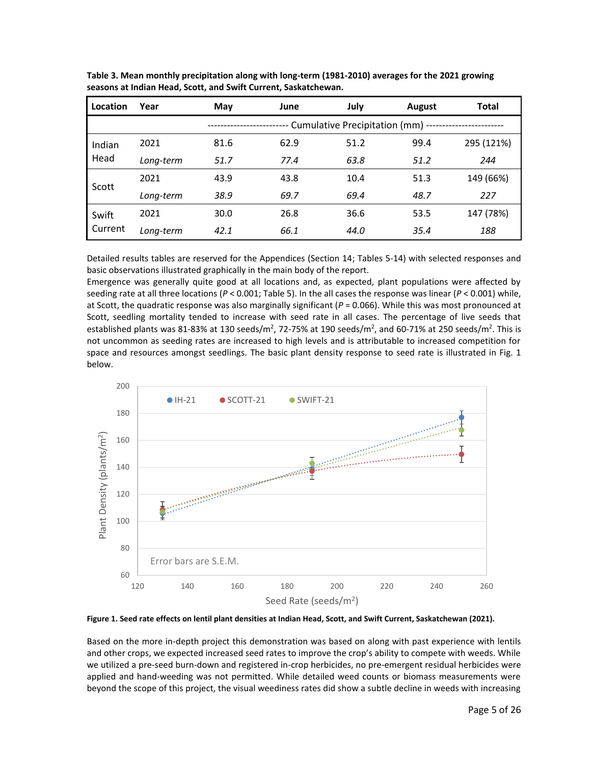**Table 3. Mean monthly precipitation along with long-term (1981-2010) averages for the 2021 growing seasons at Indian Head, Scott, and Swift Current, Saskatchewan.**

| Location | Year | May | June | July | August | Total |
|---|---|---|---|---|---|---|
| | | ------------------------ Cumulative Precipitation (mm) ------------------------ | | | | |
| Indian Head | 2021 | 81.6 | 62.9 | 51.2 | 99.4 | 295 (121%) |
| | *Long-term* | *51.7* | *77.4* | *63.8* | *51.2* | *244* |
| Scott | 2021 | 43.9 | 43.8 | 10.4 | 51.3 | 149 (66%) |
| | *Long-term* | *38.9* | *69.7* | *69.4* | *48.7* | *227* |
| Swift Current | 2021 | 30.0 | 26.8 | 36.6 | 53.5 | 147 (78%) |
| | *Long-term* | *42.1* | *66.1* | *44.0* | *35.4* | *188* |

Detailed results tables are reserved for the Appendices (Section 14; Tables 5-14) with selected responses and basic observations illustrated graphically in the main body of the report.

Emergence was generally quite good at all locations and, as expected, plant populations were affected by seeding rate at all three locations ($P < 0.001$; Table 5). In the all cases the response was linear ($P < 0.001$) while, at Scott, the quadratic response was also marginally significant ($P = 0.066$). While this was most pronounced at Scott, seedling mortality tended to increase with seed rate in all cases. The percentage of live seeds that established plants was 81-83% at 130 seeds/m$^2$, 72-75% at 190 seeds/m$^2$, and 60-71% at 250 seeds/m$^2$. This is not uncommon as seeding rates are increased to high levels and is attributable to increased competition for space and resources amongst seedlings. The basic plant density response to seed rate is illustrated in Fig. 1 below.

IH-21
SCOTT-21
SWIFT-21
Plant Density (plants/m$^2$)
200
180
160
140
120
100
80
60
Error bars are S.E.M.
120
140
160
180
200
220
240
260
Seed Rate (seeds/m$^2$)

**Figure 1. Seed rate effects on lentil plant densities at Indian Head, Scott, and Swift Current, Saskatchewan (2021).**

Based on the more in-depth project this demonstration was based on along with past experience with lentils and other crops, we expected increased seed rates to improve the crop's ability to compete with weeds. While we utilized a pre-seed burn-down and registered in-crop herbicides, no pre-emergent residual herbicides were applied and hand-weeding was not permitted. While detailed weed counts or biomass measurements were beyond the scope of this project, the visual weediness rates did show a subtle decline in weeds with increasing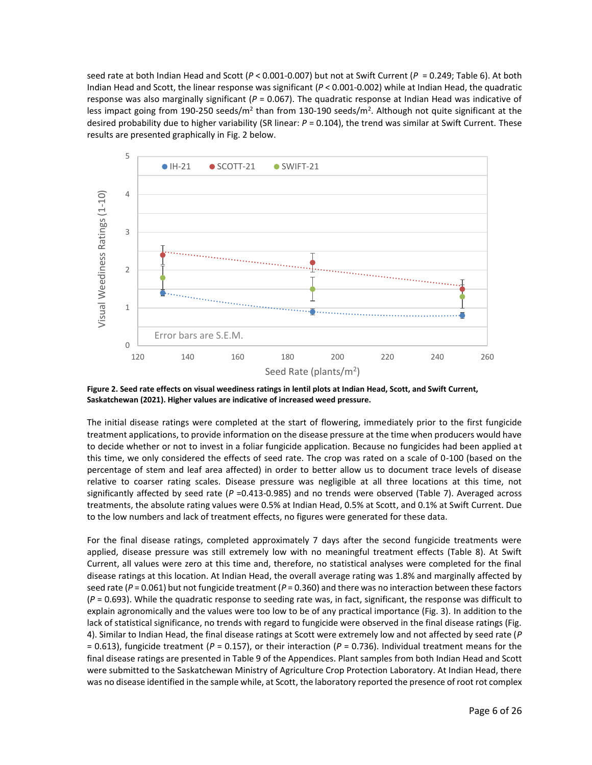seed rate at both Indian Head and Scott ($P$ < 0.001-0.007) but not at Swift Current ($P$ = 0.249; Table 6). At both Indian Head and Scott, the linear response was significant ($P$ < 0.001-0.002) while at Indian Head, the quadratic response was also marginally significant ($P$ = 0.067). The quadratic response at Indian Head was indicative of less impact going from 190-250 seeds/m$^2$ than from 130-190 seeds/m$^2$. Although not quite significant at the desired probability due to higher variability (SR linear: $P$ = 0.104), the trend was similar at Swift Current. These results are presented graphically in Fig. 2 below.

IH-21
SCOTT-21
SWIFT-21

Visual Weediness Ratings (1-10)

5
4
3
2
1
0

Error bars are S.E.M.

120 140 160 180 200 220 240 260

Seed Rate (plants/m$^2$)

**Figure 2. Seed rate effects on visual weediness ratings in lentil plots at Indian Head, Scott, and Swift Current, Saskatchewan (2021). Higher values are indicative of increased weed pressure.**

The initial disease ratings were completed at the start of flowering, immediately prior to the first fungicide treatment applications, to provide information on the disease pressure at the time when producers would have to decide whether or not to invest in a foliar fungicide application. Because no fungicides had been applied at this time, we only considered the effects of seed rate. The crop was rated on a scale of 0-100 (based on the percentage of stem and leaf area affected) in order to better allow us to document trace levels of disease relative to coarser rating scales. Disease pressure was negligible at all three locations at this time, not significantly affected by seed rate ($P$ =0.413-0.985) and no trends were observed (Table 7). Averaged across treatments, the absolute rating values were 0.5% at Indian Head, 0.5% at Scott, and 0.1% at Swift Current. Due to the low numbers and lack of treatment effects, no figures were generated for these data.

For the final disease ratings, completed approximately 7 days after the second fungicide treatments were applied, disease pressure was still extremely low with no meaningful treatment effects (Table 8). At Swift Current, all values were zero at this time and, therefore, no statistical analyses were completed for the final disease ratings at this location. At Indian Head, the overall average rating was 1.8% and marginally affected by seed rate ($P$ = 0.061) but not fungicide treatment ($P$ = 0.360) and there was no interaction between these factors ($P$ = 0.693). While the quadratic response to seeding rate was, in fact, significant, the response was difficult to explain agronomically and the values were too low to be of any practical importance (Fig. 3). In addition to the lack of statistical significance, no trends with regard to fungicide were observed in the final disease ratings (Fig. 4). Similar to Indian Head, the final disease ratings at Scott were extremely low and not affected by seed rate ($P$ = 0.613), fungicide treatment ($P$ = 0.157), or their interaction ($P$ = 0.736). Individual treatment means for the final disease ratings are presented in Table 9 of the Appendices. Plant samples from both Indian Head and Scott were submitted to the Saskatchewan Ministry of Agriculture Crop Protection Laboratory. At Indian Head, there was no disease identified in the sample while, at Scott, the laboratory reported the presence of root rot complex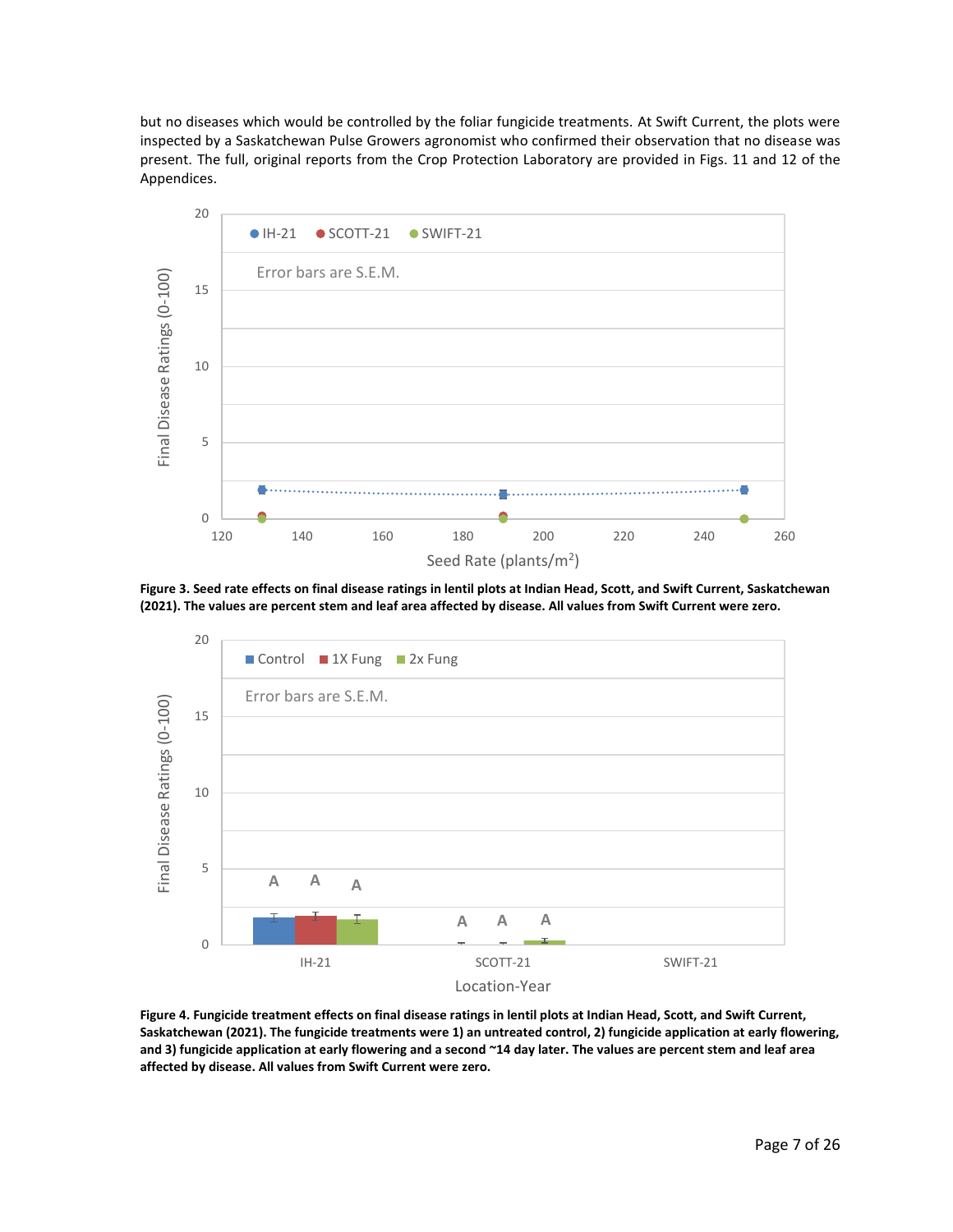but no diseases which would be controlled by the foliar fungicide treatments. At Swift Current, the plots were inspected by a Saskatchewan Pulse Growers agronomist who confirmed their observation that no disease was present. The full, original reports from the Crop Protection Laboratory are provided in Figs. 11 and 12 of the Appendices.

IH-21
SCOTT-21
SWIFT-21
Error bars are S.E.M.
Final Disease Ratings (0-100)
20
15
10
5
0
120
140
160
180
200
220
240
260
Seed Rate (plants/m²)

**Figure 3. Seed rate effects on final disease ratings in lentil plots at Indian Head, Scott, and Swift Current, Saskatchewan (2021). The values are percent stem and leaf area affected by disease. All values from Swift Current were zero.**

Control
1X Fung
2x Fung
Error bars are S.E.M.
Final Disease Ratings (0-100)
20
15
10
5
0
A A A
A A A
IH-21
SCOTT-21
SWIFT-21
Location-Year

**Figure 4. Fungicide treatment effects on final disease ratings in lentil plots at Indian Head, Scott, and Swift Current, Saskatchewan (2021). The fungicide treatments were 1) an untreated control, 2) fungicide application at early flowering, and 3) fungicide application at early flowering and a second ~14 day later. The values are percent stem and leaf area affected by disease. All values from Swift Current were zero.**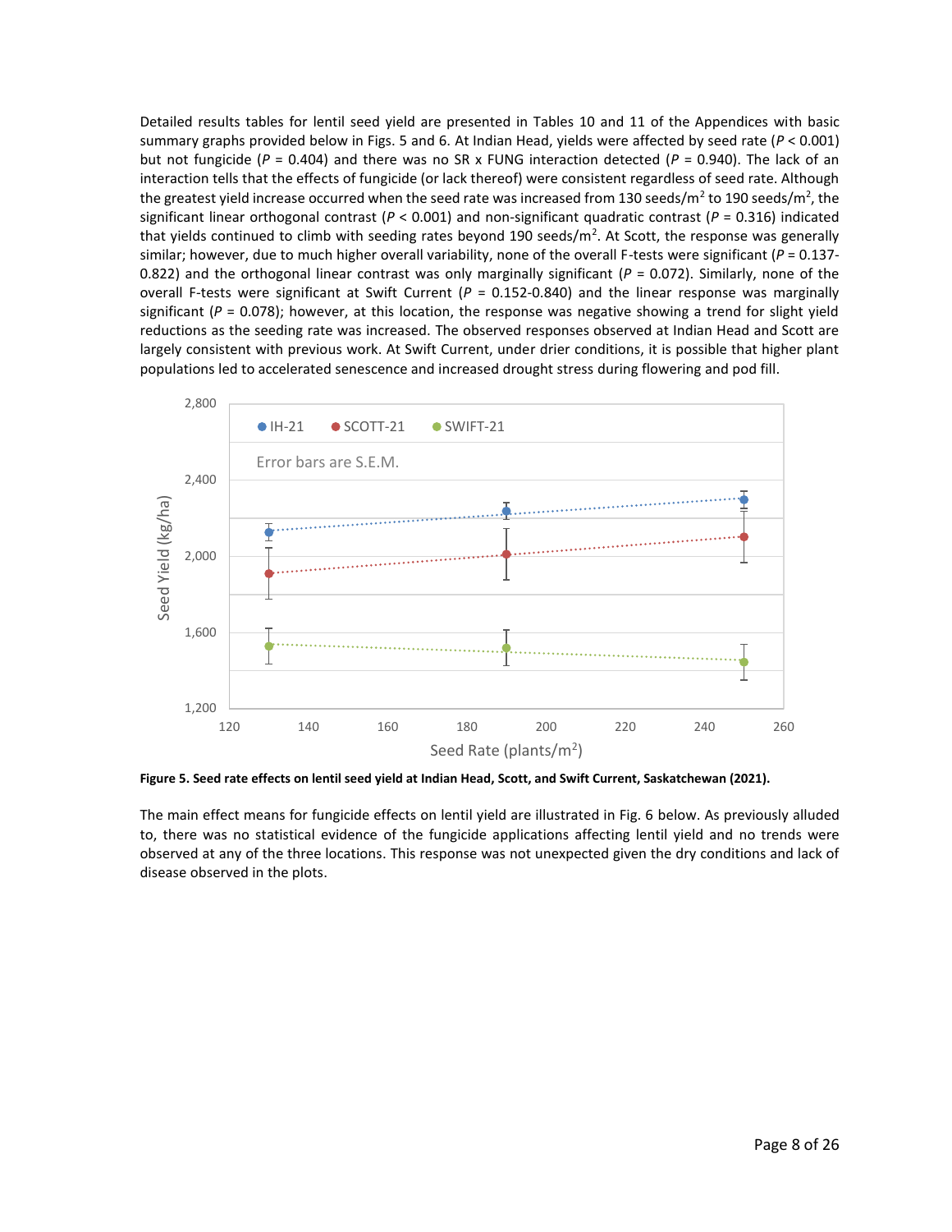Detailed results tables for lentil seed yield are presented in Tables 10 and 11 of the Appendices with basic summary graphs provided below in Figs. 5 and 6. At Indian Head, yields were affected by seed rate ($P < 0.001$) but not fungicide ($P = 0.404$) and there was no SR x FUNG interaction detected ($P = 0.940$). The lack of an interaction tells that the effects of fungicide (or lack thereof) were consistent regardless of seed rate. Although the greatest yield increase occurred when the seed rate was increased from 130 seeds/m$^2$ to 190 seeds/m$^2$, the significant linear orthogonal contrast ($P < 0.001$) and non-significant quadratic contrast ($P = 0.316$) indicated that yields continued to climb with seeding rates beyond 190 seeds/m$^2$. At Scott, the response was generally similar; however, due to much higher overall variability, none of the overall F-tests were significant ($P = 0.137$-$0.822$) and the orthogonal linear contrast was only marginally significant ($P = 0.072$). Similarly, none of the overall F-tests were significant at Swift Current ($P = 0.152$-$0.840$) and the linear response was marginally significant ($P = 0.078$); however, at this location, the response was negative showing a trend for slight yield reductions as the seeding rate was increased. The observed responses observed at Indian Head and Scott are largely consistent with previous work. At Swift Current, under drier conditions, it is possible that higher plant populations led to accelerated senescence and increased drought stress during flowering and pod fill.

**Figure 5. Seed rate effects on lentil seed yield at Indian Head, Scott, and Swift Current, Saskatchewan (2021).**

The main effect means for fungicide effects on lentil yield are illustrated in Fig. 6 below. As previously alluded to, there was no statistical evidence of the fungicide applications affecting lentil yield and no trends were observed at any of the three locations. This response was not unexpected given the dry conditions and lack of disease observed in the plots.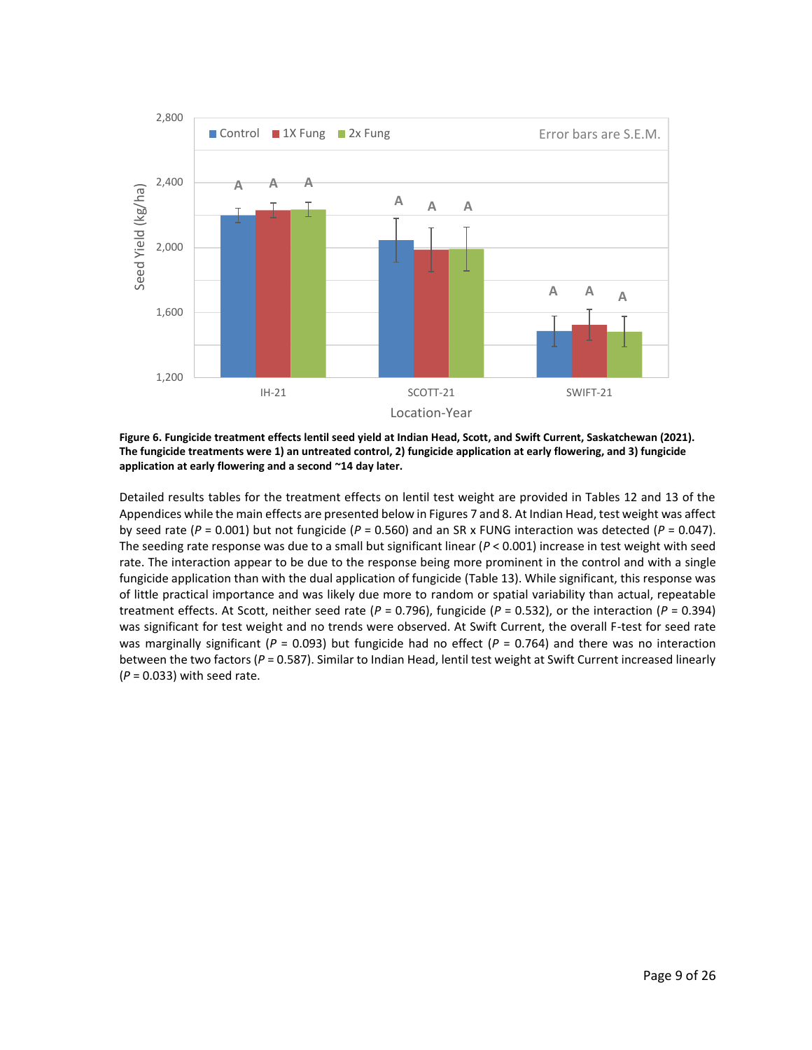2,800

Control 1X Fung 2x Fung

Error bars are S.E.M.

2,400

2,000

1,600

1,200

Seed Yield (kg/ha)

A A A

A A A

A A A

IH-21 SCOTT-21 SWIFT-21

Location-Year

**Figure 6. Fungicide treatment effects lentil seed yield at Indian Head, Scott, and Swift Current, Saskatchewan (2021). The fungicide treatments were 1) an untreated control, 2) fungicide application at early flowering, and 3) fungicide application at early flowering and a second ~14 day later.**

Detailed results tables for the treatment effects on lentil test weight are provided in Tables 12 and 13 of the Appendices while the main effects are presented below in Figures 7 and 8. At Indian Head, test weight was affect by seed rate ($P$ = 0.001) but not fungicide ($P$ = 0.560) and an SR x FUNG interaction was detected ($P$ = 0.047). The seeding rate response was due to a small but significant linear ($P$ < 0.001) increase in test weight with seed rate. The interaction appear to be due to the response being more prominent in the control and with a single fungicide application than with the dual application of fungicide (Table 13). While significant, this response was of little practical importance and was likely due more to random or spatial variability than actual, repeatable treatment effects. At Scott, neither seed rate ($P$ = 0.796), fungicide ($P$ = 0.532), or the interaction ($P$ = 0.394) was significant for test weight and no trends were observed. At Swift Current, the overall F-test for seed rate was marginally significant ($P$ = 0.093) but fungicide had no effect ($P$ = 0.764) and there was no interaction between the two factors ($P$ = 0.587). Similar to Indian Head, lentil test weight at Swift Current increased linearly ($P$ = 0.033) with seed rate.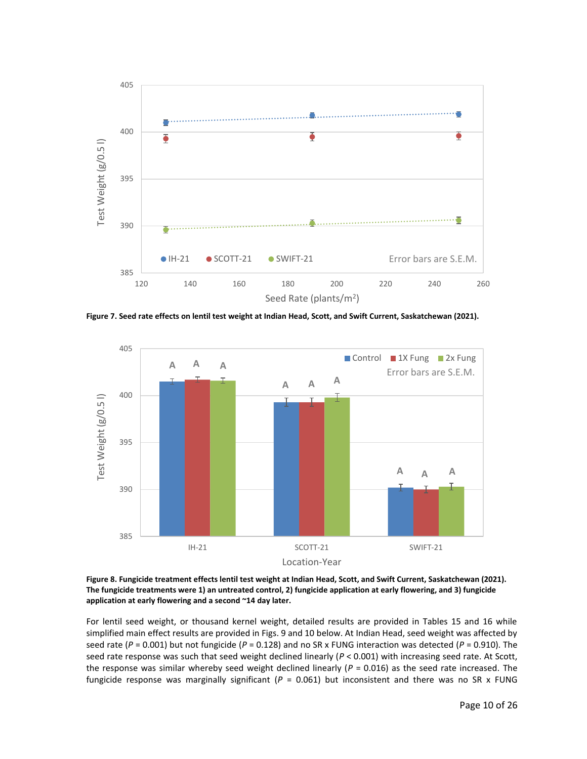405

400

395

390

385

Test Weight (g/0.5 l)

120 140 160 180 200 220 240 260

Seed Rate (plants/m²)

IH-21 SCOTT-21 SWIFT-21

Error bars are S.E.M.

**Figure 7. Seed rate effects on lentil test weight at Indian Head, Scott, and Swift Current, Saskatchewan (2021).**

405

400

395

390

385

Test Weight (g/0.5 l)

Control 1X Fung 2x Fung

Error bars are S.E.M.

A A A A A A A A A

IH-21 SCOTT-21 SWIFT-21

Location-Year

**Figure 8. Fungicide treatment effects lentil test weight at Indian Head, Scott, and Swift Current, Saskatchewan (2021). The fungicide treatments were 1) an untreated control, 2) fungicide application at early flowering, and 3) fungicide application at early flowering and a second ~14 day later.**

For lentil seed weight, or thousand kernel weight, detailed results are provided in Tables 15 and 16 while simplified main effect results are provided in Figs. 9 and 10 below. At Indian Head, seed weight was affected by seed rate (*P* = 0.001) but not fungicide (*P* = 0.128) and no SR x FUNG interaction was detected (*P* = 0.910). The seed rate response was such that seed weight declined linearly (*P* < 0.001) with increasing seed rate. At Scott, the response was similar whereby seed weight declined linearly (*P* = 0.016) as the seed rate increased. The fungicide response was marginally significant (*P* = 0.061) but inconsistent and there was no SR x FUNG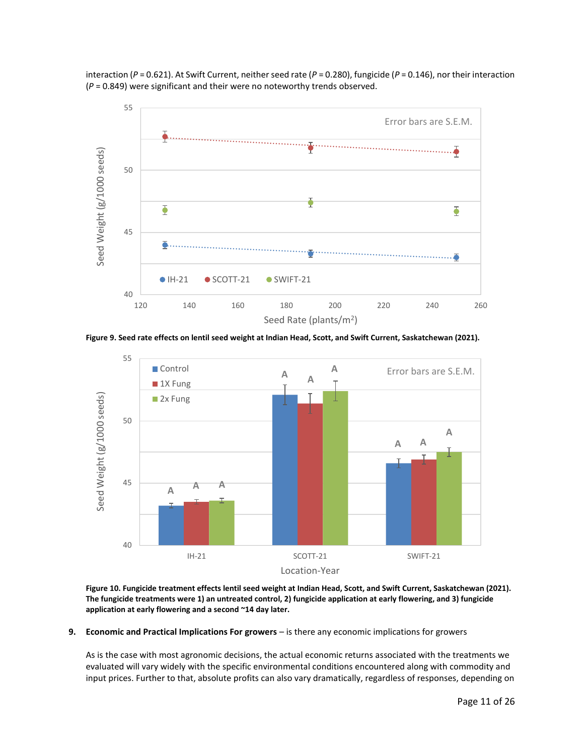interaction ($P = 0.621$). At Swift Current, neither seed rate ($P = 0.280$), fungicide ($P = 0.146$), nor their interaction ($P = 0.849$) were significant and their were no noteworthy trends observed.

Error bars are S.E.M.

Seed Weight (g/1000 seeds)

55
50
45
40

120 140 160 180 200 220 240 260

Seed Rate (plants/m²)

IH-21 SCOTT-21 SWIFT-21

**Figure 9. Seed rate effects on lentil seed weight at Indian Head, Scott, and Swift Current, Saskatchewan (2021).**

Error bars are S.E.M.

Control
1X Fung
2x Fung

Seed Weight (g/1000 seeds)

55
50
45
40

A A A
A A A
A A A

IH-21 SCOTT-21 SWIFT-21

Location-Year

**Figure 10. Fungicide treatment effects lentil seed weight at Indian Head, Scott, and Swift Current, Saskatchewan (2021). The fungicide treatments were 1) an untreated control, 2) fungicide application at early flowering, and 3) fungicide application at early flowering and a second ~14 day later.**

9. **Economic and Practical Implications For growers** – is there any economic implications for growers

As is the case with most agronomic decisions, the actual economic returns associated with the treatments we evaluated will vary widely with the specific environmental conditions encountered along with commodity and input prices. Further to that, absolute profits can also vary dramatically, regardless of responses, depending on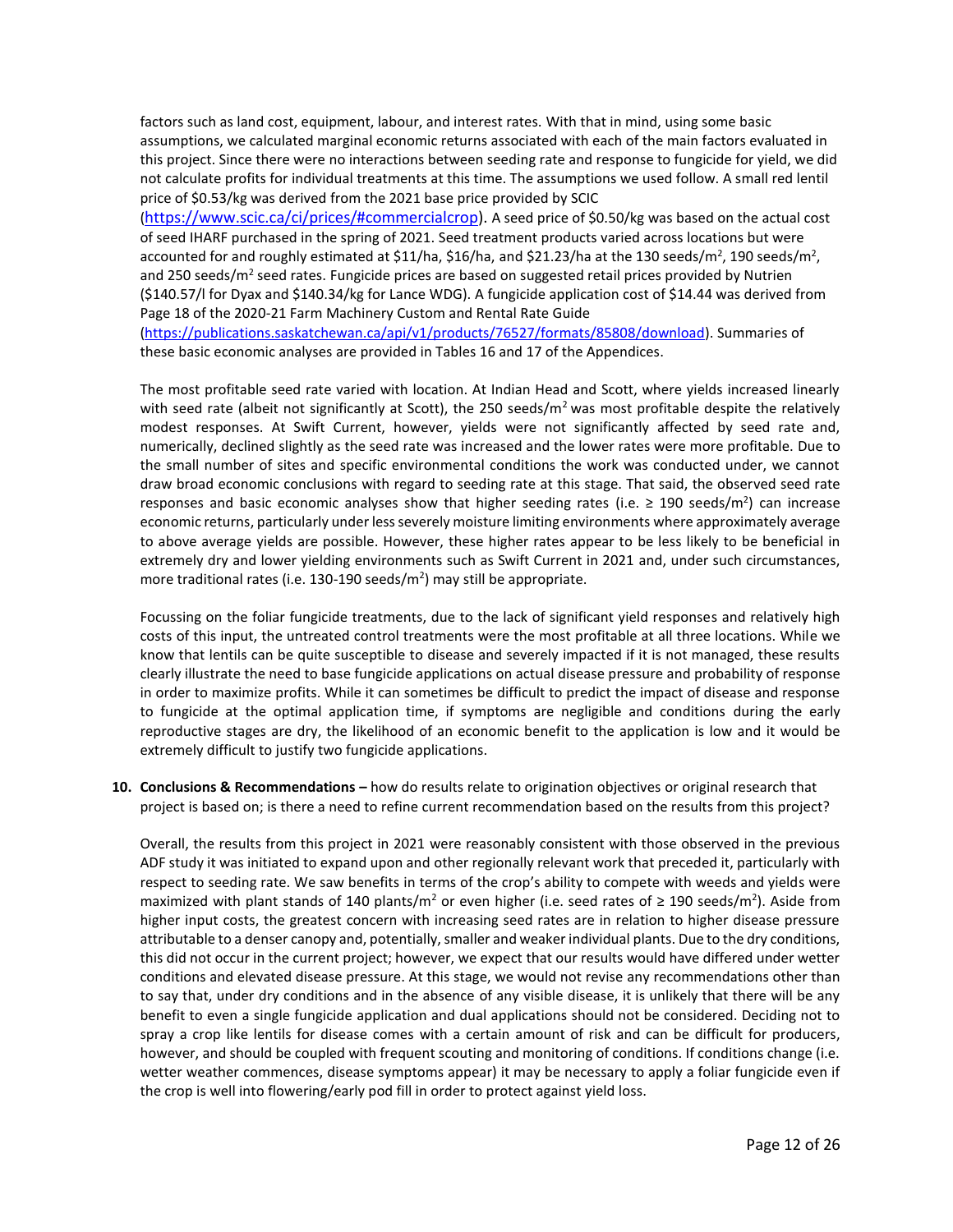factors such as land cost, equipment, labour, and interest rates. With that in mind, using some basic assumptions, we calculated marginal economic returns associated with each of the main factors evaluated in this project. Since there were no interactions between seeding rate and response to fungicide for yield, we did not calculate profits for individual treatments at this time. The assumptions we used follow. A small red lentil price of \$0.53/kg was derived from the 2021 base price provided by SCIC (https://www.scic.ca/ci/prices/#commercialcrop). A seed price of \$0.50/kg was based on the actual cost of seed IHARF purchased in the spring of 2021. Seed treatment products varied across locations but were accounted for and roughly estimated at \$11/ha, \$16/ha, and \$21.23/ha at the 130 seeds/m$^2$, 190 seeds/m$^2$, and 250 seeds/m$^2$ seed rates. Fungicide prices are based on suggested retail prices provided by Nutrien (\$140.57/l for Dyax and \$140.34/kg for Lance WDG). A fungicide application cost of \$14.44 was derived from Page 18 of the 2020-21 Farm Machinery Custom and Rental Rate Guide (https://publications.saskatchewan.ca/api/v1/products/76527/formats/85808/download). Summaries of these basic economic analyses are provided in Tables 16 and 17 of the Appendices.

The most profitable seed rate varied with location. At Indian Head and Scott, where yields increased linearly with seed rate (albeit not significantly at Scott), the 250 seeds/m$^2$ was most profitable despite the relatively modest responses. At Swift Current, however, yields were not significantly affected by seed rate and, numerically, declined slightly as the seed rate was increased and the lower rates were more profitable. Due to the small number of sites and specific environmental conditions the work was conducted under, we cannot draw broad economic conclusions with regard to seeding rate at this stage. That said, the observed seed rate responses and basic economic analyses show that higher seeding rates (i.e. ≥ 190 seeds/m$^2$) can increase economic returns, particularly under less severely moisture limiting environments where approximately average to above average yields are possible. However, these higher rates appear to be less likely to be beneficial in extremely dry and lower yielding environments such as Swift Current in 2021 and, under such circumstances, more traditional rates (i.e. 130-190 seeds/m$^2$) may still be appropriate.

Focussing on the foliar fungicide treatments, due to the lack of significant yield responses and relatively high costs of this input, the untreated control treatments were the most profitable at all three locations. While we know that lentils can be quite susceptible to disease and severely impacted if it is not managed, these results clearly illustrate the need to base fungicide applications on actual disease pressure and probability of response in order to maximize profits. While it can sometimes be difficult to predict the impact of disease and response to fungicide at the optimal application time, if symptoms are negligible and conditions during the early reproductive stages are dry, the likelihood of an economic benefit to the application is low and it would be extremely difficult to justify two fungicide applications.

10. **Conclusions & Recommendations –** how do results relate to origination objectives or original research that project is based on; is there a need to refine current recommendation based on the results from this project?

Overall, the results from this project in 2021 were reasonably consistent with those observed in the previous ADF study it was initiated to expand upon and other regionally relevant work that preceded it, particularly with respect to seeding rate. We saw benefits in terms of the crop's ability to compete with weeds and yields were maximized with plant stands of 140 plants/m$^2$ or even higher (i.e. seed rates of ≥ 190 seeds/m$^2$). Aside from higher input costs, the greatest concern with increasing seed rates are in relation to higher disease pressure attributable to a denser canopy and, potentially, smaller and weaker individual plants. Due to the dry conditions, this did not occur in the current project; however, we expect that our results would have differed under wetter conditions and elevated disease pressure. At this stage, we would not revise any recommendations other than to say that, under dry conditions and in the absence of any visible disease, it is unlikely that there will be any benefit to even a single fungicide application and dual applications should not be considered. Deciding not to spray a crop like lentils for disease comes with a certain amount of risk and can be difficult for producers, however, and should be coupled with frequent scouting and monitoring of conditions. If conditions change (i.e. wetter weather commences, disease symptoms appear) it may be necessary to apply a foliar fungicide even if the crop is well into flowering/early pod fill in order to protect against yield loss.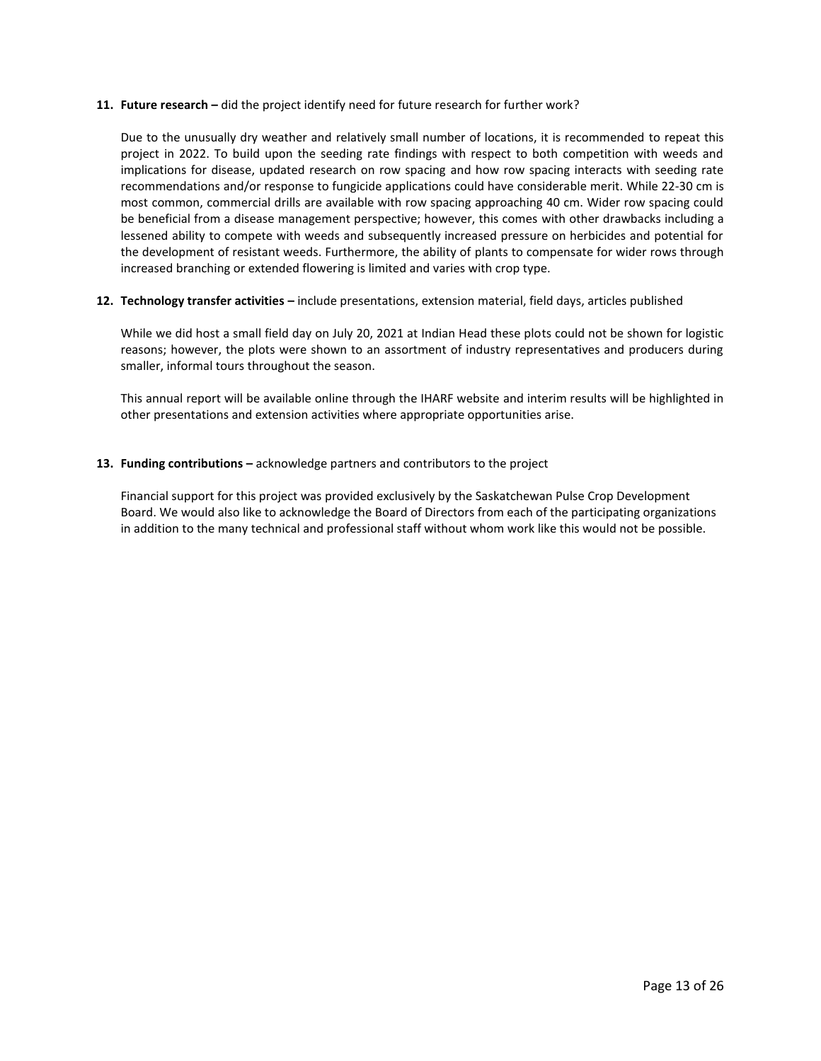**11. Future research –** did the project identify need for future research for further work?

Due to the unusually dry weather and relatively small number of locations, it is recommended to repeat this project in 2022. To build upon the seeding rate findings with respect to both competition with weeds and implications for disease, updated research on row spacing and how row spacing interacts with seeding rate recommendations and/or response to fungicide applications could have considerable merit. While 22-30 cm is most common, commercial drills are available with row spacing approaching 40 cm. Wider row spacing could be beneficial from a disease management perspective; however, this comes with other drawbacks including a lessened ability to compete with weeds and subsequently increased pressure on herbicides and potential for the development of resistant weeds. Furthermore, the ability of plants to compensate for wider rows through increased branching or extended flowering is limited and varies with crop type.

**12. Technology transfer activities –** include presentations, extension material, field days, articles published

While we did host a small field day on July 20, 2021 at Indian Head these plots could not be shown for logistic reasons; however, the plots were shown to an assortment of industry representatives and producers during smaller, informal tours throughout the season.

This annual report will be available online through the IHARF website and interim results will be highlighted in other presentations and extension activities where appropriate opportunities arise.

**13. Funding contributions –** acknowledge partners and contributors to the project

Financial support for this project was provided exclusively by the Saskatchewan Pulse Crop Development Board. We would also like to acknowledge the Board of Directors from each of the participating organizations in addition to the many technical and professional staff without whom work like this would not be possible.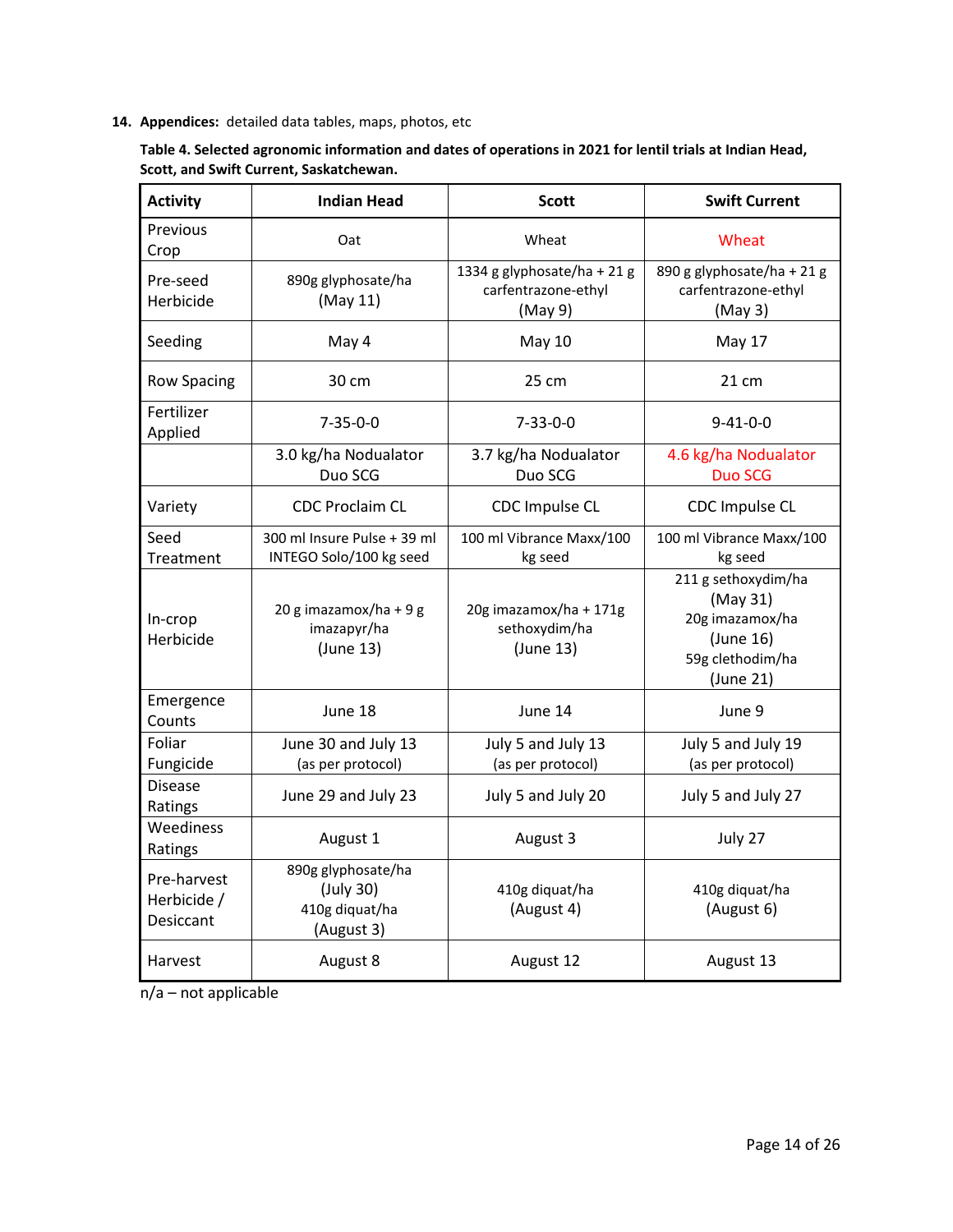**14. Appendices:** detailed data tables, maps, photos, etc

**Table 4. Selected agronomic information and dates of operations in 2021 for lentil trials at Indian Head, Scott, and Swift Current, Saskatchewan.**

| Activity | Indian Head | Scott | Swift Current |
|---|---|---|---|
| Previous Crop | Oat | Wheat | Wheat |
| Pre-seed Herbicide | 890g glyphosate/ha (May 11) | 1334 g glyphosate/ha + 21 g carfentrazone-ethyl (May 9) | 890 g glyphosate/ha + 21 g carfentrazone-ethyl (May 3) |
| Seeding | May 4 | May 10 | May 17 |
| Row Spacing | 30 cm | 25 cm | 21 cm |
| Fertilizer Applied | 7-35-0-0 | 7-33-0-0 | 9-41-0-0 |
| | 3.0 kg/ha Nodulator Duo SCG | 3.7 kg/ha Nodulator Duo SCG | 4.6 kg/ha Nodulator Duo SCG |
| Variety | CDC Proclaim CL | CDC Impulse CL | CDC Impulse CL |
| Seed Treatment | 300 ml Insure Pulse + 39 ml INTEGO Solo/100 kg seed | 100 ml Vibrance Maxx/100 kg seed | 100 ml Vibrance Maxx/100 kg seed |
| In-crop Herbicide | 20 g imazamox/ha + 9 g imazapyr/ha (June 13) | 20g imazamox/ha + 171g sethoxydim/ha (June 13) | 211 g sethoxydim/ha (May 31) 20g imazamox/ha (June 16) 59g clethodim/ha (June 21) |
| Emergence Counts | June 18 | June 14 | June 9 |
| Foliar Fungicide | June 30 and July 13 (as per protocol) | July 5 and July 13 (as per protocol) | July 5 and July 19 (as per protocol) |
| Disease Ratings | June 29 and July 23 | July 5 and July 20 | July 5 and July 27 |
| Weediness Ratings | August 1 | August 3 | July 27 |
| Pre-harvest Herbicide / Desiccant | 890g glyphosate/ha (July 30) 410g diquat/ha (August 3) | 410g diquat/ha (August 4) | 410g diquat/ha (August 6) |
| Harvest | August 8 | August 12 | August 13 |

n/a – not applicable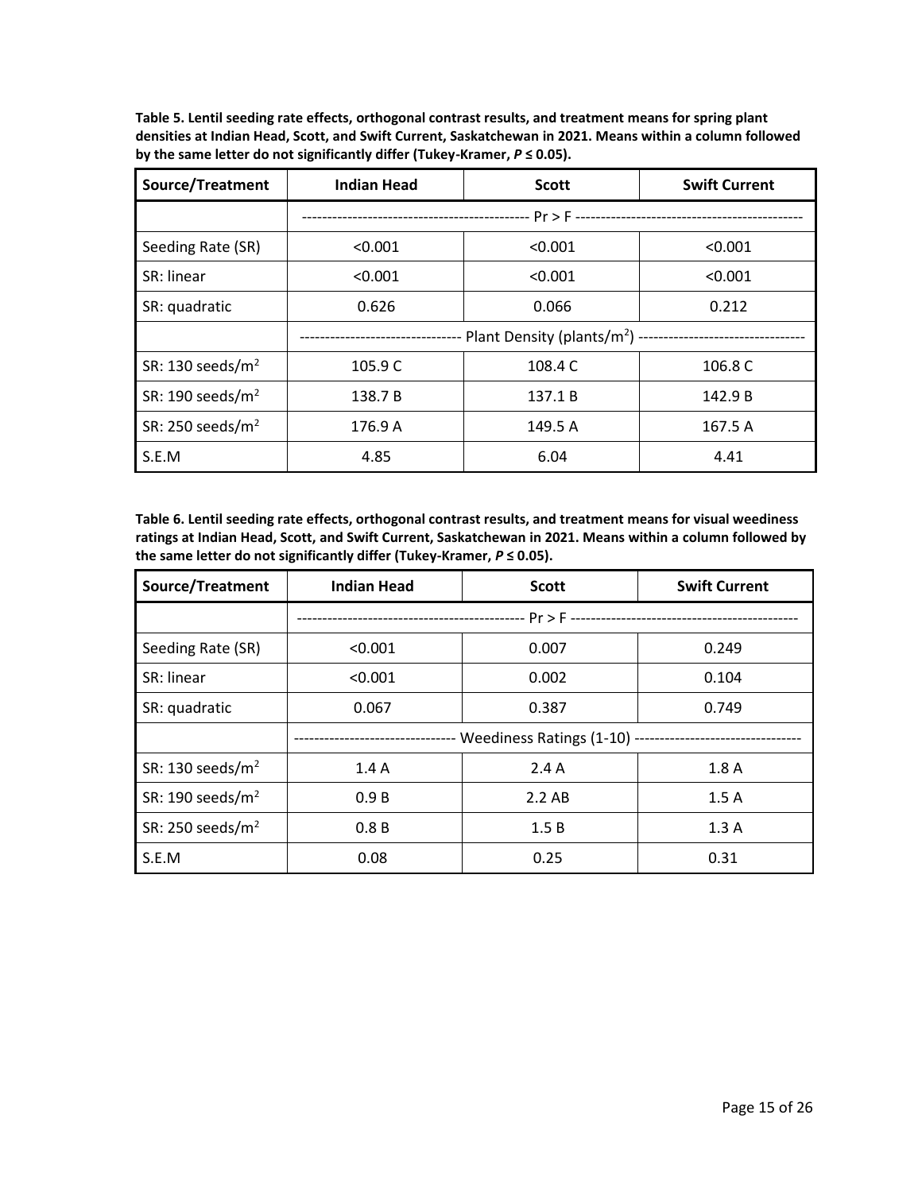**Table 5. Lentil seeding rate effects, orthogonal contrast results, and treatment means for spring plant densities at Indian Head, Scott, and Swift Current, Saskatchewan in 2021. Means within a column followed by the same letter do not significantly differ (Tukey-Kramer, *P* ≤ 0.05).**

| Source/Treatment | Indian Head | Scott | Swift Current |
|---|---|---|---|
| | ---------- Pr > F ---------- | | |
| Seeding Rate (SR) | <0.001 | <0.001 | <0.001 |
| SR: linear | <0.001 | <0.001 | <0.001 |
| SR: quadratic | 0.626 | 0.066 | 0.212 |
| | ---------- Plant Density (plants/m$^2$) ---------- | | |
| SR: 130 seeds/m$^2$ | 105.9 C | 108.4 C | 106.8 C |
| SR: 190 seeds/m$^2$ | 138.7 B | 137.1 B | 142.9 B |
| SR: 250 seeds/m$^2$ | 176.9 A | 149.5 A | 167.5 A |
| S.E.M | 4.85 | 6.04 | 4.41 |

**Table 6. Lentil seeding rate effects, orthogonal contrast results, and treatment means for visual weediness ratings at Indian Head, Scott, and Swift Current, Saskatchewan in 2021. Means within a column followed by the same letter do not significantly differ (Tukey-Kramer, *P* ≤ 0.05).**

| Source/Treatment | Indian Head | Scott | Swift Current |
|---|---|---|---|
| | ---------- Pr > F ---------- | | |
| Seeding Rate (SR) | <0.001 | 0.007 | 0.249 |
| SR: linear | <0.001 | 0.002 | 0.104 |
| SR: quadratic | 0.067 | 0.387 | 0.749 |
| | ---------- Weediness Ratings (1-10) ---------- | | |
| SR: 130 seeds/m$^2$ | 1.4 A | 2.4 A | 1.8 A |
| SR: 190 seeds/m$^2$ | 0.9 B | 2.2 AB | 1.5 A |
| SR: 250 seeds/m$^2$ | 0.8 B | 1.5 B | 1.3 A |
| S.E.M | 0.08 | 0.25 | 0.31 |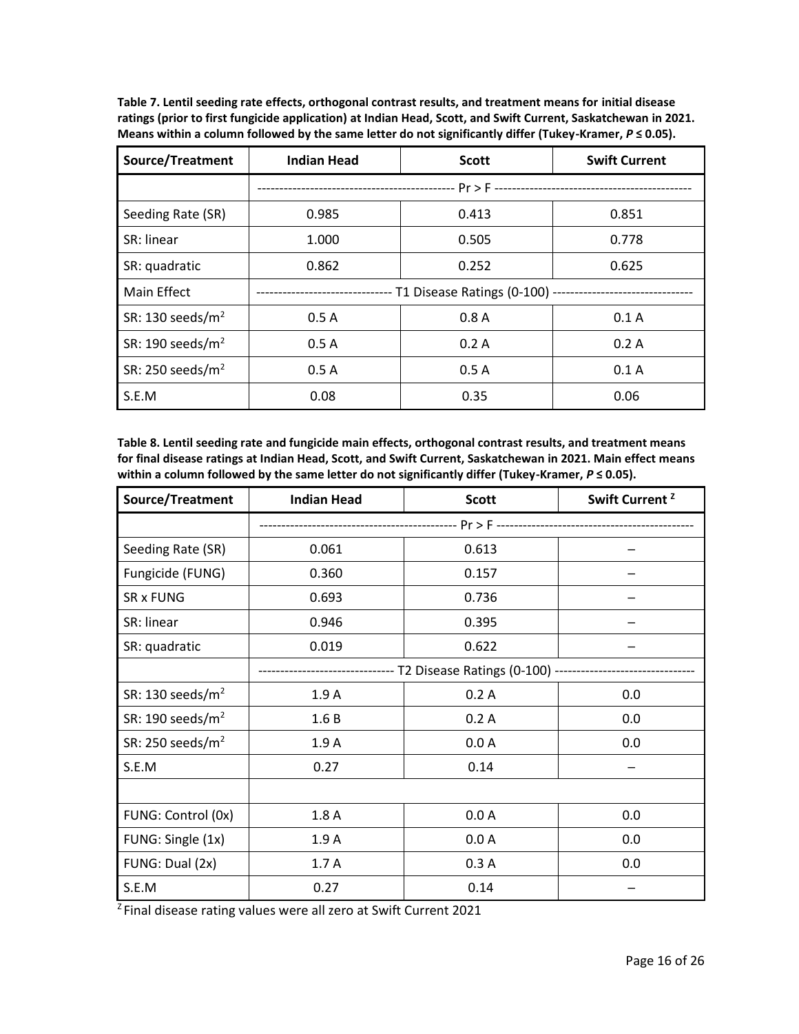**Table 7. Lentil seeding rate effects, orthogonal contrast results, and treatment means for initial disease ratings (prior to first fungicide application) at Indian Head, Scott, and Swift Current, Saskatchewan in 2021. Means within a column followed by the same letter do not significantly differ (Tukey-Kramer, $P \leq 0.05$).**

| Source/Treatment | Indian Head | Scott | Swift Current |
|---|---|---|---|
| | ---------- Pr > F ---------- | | |
| Seeding Rate (SR) | 0.985 | 0.413 | 0.851 |
| SR: linear | 1.000 | 0.505 | 0.778 |
| SR: quadratic | 0.862 | 0.252 | 0.625 |
| Main Effect | ---------- T1 Disease Ratings (0-100) ---------- | | |
| SR: 130 seeds/m$^2$ | 0.5 A | 0.8 A | 0.1 A |
| SR: 190 seeds/m$^2$ | 0.5 A | 0.2 A | 0.2 A |
| SR: 250 seeds/m$^2$ | 0.5 A | 0.5 A | 0.1 A |
| S.E.M | 0.08 | 0.35 | 0.06 |

**Table 8. Lentil seeding rate and fungicide main effects, orthogonal contrast results, and treatment means for final disease ratings at Indian Head, Scott, and Swift Current, Saskatchewan in 2021. Main effect means within a column followed by the same letter do not significantly differ (Tukey-Kramer, $P \leq 0.05$).**

| Source/Treatment | Indian Head | Scott | Swift Current [Z] |
|---|---|---|---|
| | ---------- Pr > F ---------- | | |
| Seeding Rate (SR) | 0.061 | 0.613 | – |
| Fungicide (FUNG) | 0.360 | 0.157 | – |
| SR x FUNG | 0.693 | 0.736 | – |
| SR: linear | 0.946 | 0.395 | – |
| SR: quadratic | 0.019 | 0.622 | – |
| | ---------- T2 Disease Ratings (0-100) ---------- | | |
| SR: 130 seeds/m$^2$ | 1.9 A | 0.2 A | 0.0 |
| SR: 190 seeds/m$^2$ | 1.6 B | 0.2 A | 0.0 |
| SR: 250 seeds/m$^2$ | 1.9 A | 0.0 A | 0.0 |
| S.E.M | 0.27 | 0.14 | – |
| | | | |
| FUNG: Control (0x) | 1.8 A | 0.0 A | 0.0 |
| FUNG: Single (1x) | 1.9 A | 0.0 A | 0.0 |
| FUNG: Dual (2x) | 1.7 A | 0.3 A | 0.0 |
| S.E.M | 0.27 | 0.14 | – |

[Z] Final disease rating values were all zero at Swift Current 2021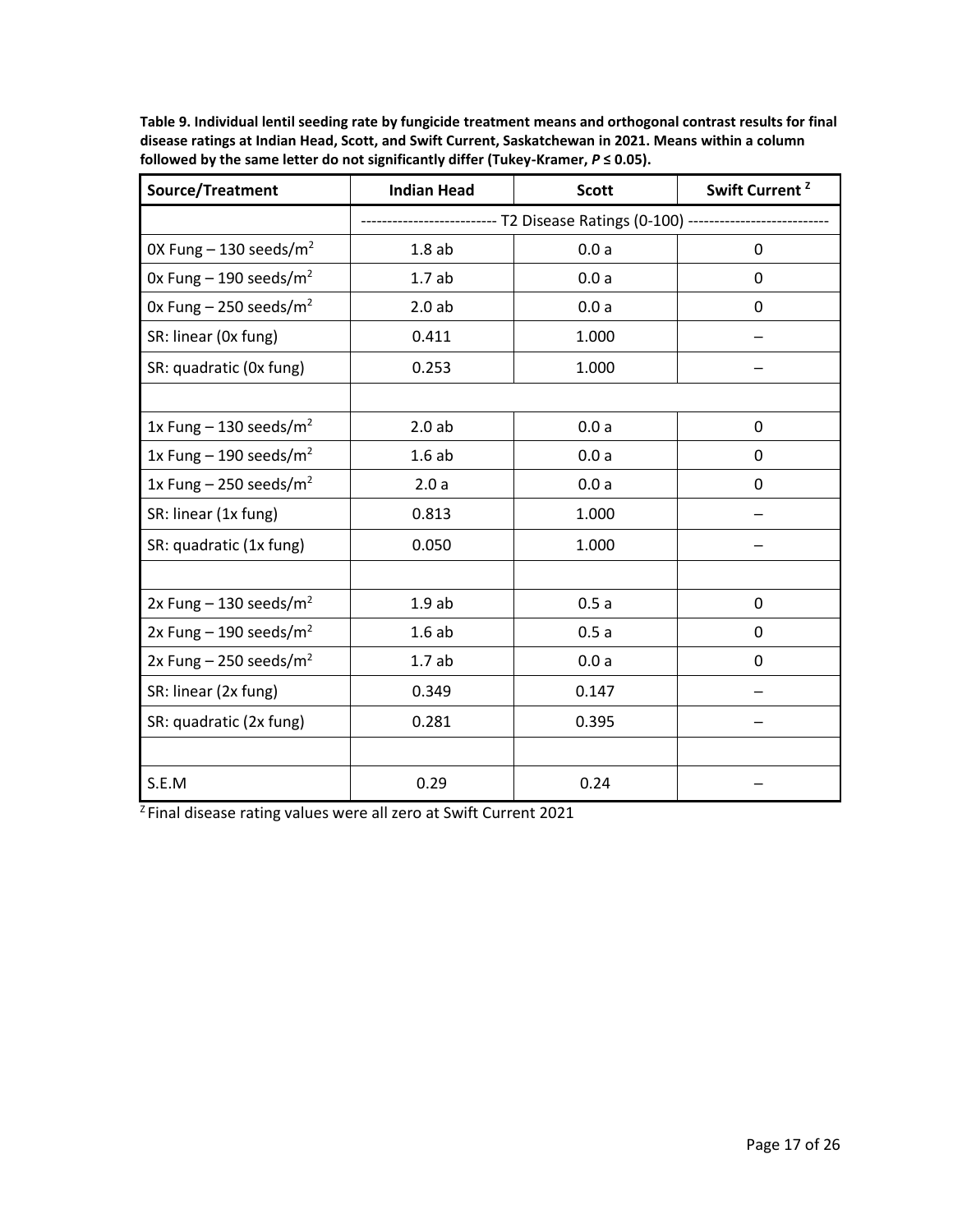**Table 9. Individual lentil seeding rate by fungicide treatment means and orthogonal contrast results for final disease ratings at Indian Head, Scott, and Swift Current, Saskatchewan in 2021. Means within a column followed by the same letter do not significantly differ (Tukey-Kramer, $P \leq 0.05$).**

| Source/Treatment | Indian Head | Scott | Swift Current [Z] |
|---|---|---|---|
| | ------------------------- T2 Disease Ratings (0-100) | -------------------------- | |
| 0X Fung – 130 seeds/m$^2$ | 1.8 ab | 0.0 a | 0 |
| 0x Fung – 190 seeds/m$^2$ | 1.7 ab | 0.0 a | 0 |
| 0x Fung – 250 seeds/m$^2$ | 2.0 ab | 0.0 a | 0 |
| SR: linear (0x fung) | 0.411 | 1.000 | – |
| SR: quadratic (0x fung) | 0.253 | 1.000 | – |
| | | | |
| 1x Fung – 130 seeds/m$^2$ | 2.0 ab | 0.0 a | 0 |
| 1x Fung – 190 seeds/m$^2$ | 1.6 ab | 0.0 a | 0 |
| 1x Fung – 250 seeds/m$^2$ | 2.0 a | 0.0 a | 0 |
| SR: linear (1x fung) | 0.813 | 1.000 | – |
| SR: quadratic (1x fung) | 0.050 | 1.000 | – |
| | | | |
| 2x Fung – 130 seeds/m$^2$ | 1.9 ab | 0.5 a | 0 |
| 2x Fung – 190 seeds/m$^2$ | 1.6 ab | 0.5 a | 0 |
| 2x Fung – 250 seeds/m$^2$ | 1.7 ab | 0.0 a | 0 |
| SR: linear (2x fung) | 0.349 | 0.147 | – |
| SR: quadratic (2x fung) | 0.281 | 0.395 | – |
| | | | |
| S.E.M | 0.29 | 0.24 | – |

[Z] Final disease rating values were all zero at Swift Current 2021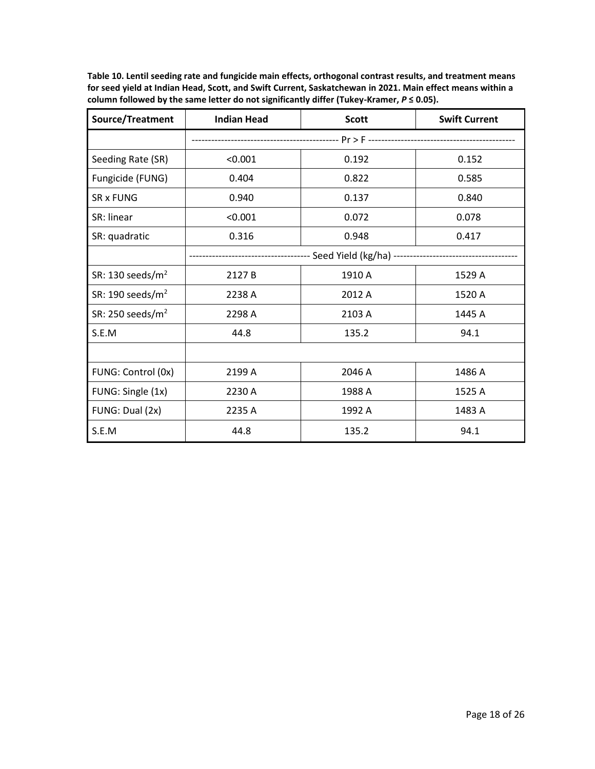**Table 10. Lentil seeding rate and fungicide main effects, orthogonal contrast results, and treatment means for seed yield at Indian Head, Scott, and Swift Current, Saskatchewan in 2021. Main effect means within a column followed by the same letter do not significantly differ (Tukey-Kramer, $P \leq 0.05$).**

| Source/Treatment | Indian Head | Scott | Swift Current |
|---|---|---|---|
| | ---------- Pr > F ---------- | | |
| Seeding Rate (SR) | <0.001 | 0.192 | 0.152 |
| Fungicide (FUNG) | 0.404 | 0.822 | 0.585 |
| SR x FUNG | 0.940 | 0.137 | 0.840 |
| SR: linear | <0.001 | 0.072 | 0.078 |
| SR: quadratic | 0.316 | 0.948 | 0.417 |
| | ---------- Seed Yield (kg/ha) ---------- | | |
| SR: 130 seeds/m$^2$ | 2127 B | 1910 A | 1529 A |
| SR: 190 seeds/m$^2$ | 2238 A | 2012 A | 1520 A |
| SR: 250 seeds/m$^2$ | 2298 A | 2103 A | 1445 A |
| S.E.M | 44.8 | 135.2 | 94.1 |
| | | | |
| FUNG: Control (0x) | 2199 A | 2046 A | 1486 A |
| FUNG: Single (1x) | 2230 A | 1988 A | 1525 A |
| FUNG: Dual (2x) | 2235 A | 1992 A | 1483 A |
| S.E.M | 44.8 | 135.2 | 94.1 |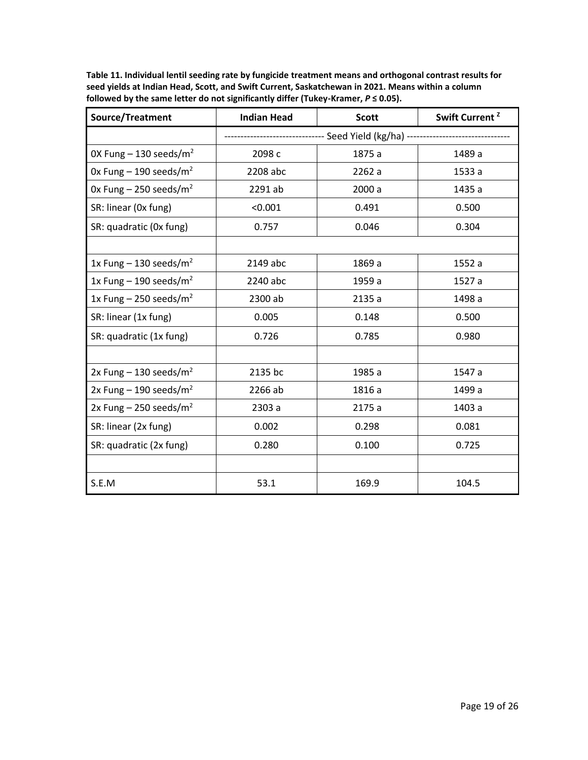**Table 11. Individual lentil seeding rate by fungicide treatment means and orthogonal contrast results for seed yields at Indian Head, Scott, and Swift Current, Saskatchewan in 2021. Means within a column followed by the same letter do not significantly differ (Tukey-Kramer, $P \leq 0.05$).**

| Source/Treatment | Indian Head | Scott | Swift Current [Z] |
|---|---|---|---|
| | ------------------------------ Seed Yield (kg/ha) ------------------------------ | | |
| 0X Fung – 130 seeds/m$^2$ | 2098 c | 1875 a | 1489 a |
| 0x Fung – 190 seeds/m$^2$ | 2208 abc | 2262 a | 1533 a |
| 0x Fung – 250 seeds/m$^2$ | 2291 ab | 2000 a | 1435 a |
| SR: linear (0x fung) | <0.001 | 0.491 | 0.500 |
| SR: quadratic (0x fung) | 0.757 | 0.046 | 0.304 |
| | | | |
| 1x Fung – 130 seeds/m$^2$ | 2149 abc | 1869 a | 1552 a |
| 1x Fung – 190 seeds/m$^2$ | 2240 abc | 1959 a | 1527 a |
| 1x Fung – 250 seeds/m$^2$ | 2300 ab | 2135 a | 1498 a |
| SR: linear (1x fung) | 0.005 | 0.148 | 0.500 |
| SR: quadratic (1x fung) | 0.726 | 0.785 | 0.980 |
| | | | |
| 2x Fung – 130 seeds/m$^2$ | 2135 bc | 1985 a | 1547 a |
| 2x Fung – 190 seeds/m$^2$ | 2266 ab | 1816 a | 1499 a |
| 2x Fung – 250 seeds/m$^2$ | 2303 a | 2175 a | 1403 a |
| SR: linear (2x fung) | 0.002 | 0.298 | 0.081 |
| SR: quadratic (2x fung) | 0.280 | 0.100 | 0.725 |
| | | | |
| S.E.M | 53.1 | 169.9 | 104.5 |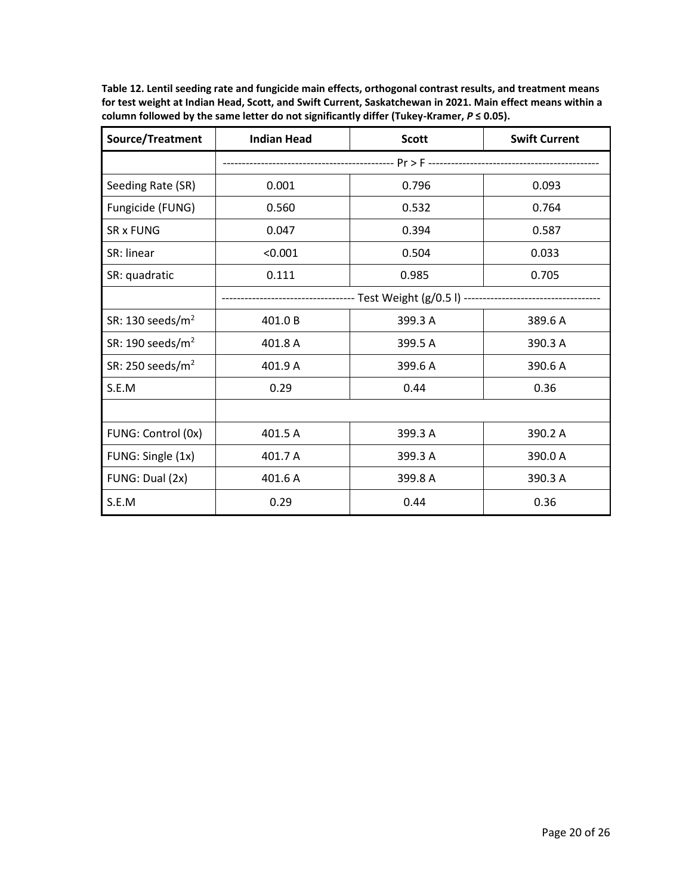**Table 12. Lentil seeding rate and fungicide main effects, orthogonal contrast results, and treatment means for test weight at Indian Head, Scott, and Swift Current, Saskatchewan in 2021. Main effect means within a column followed by the same letter do not significantly differ (Tukey-Kramer, $P \leq 0.05$).**

| Source/Treatment | Indian Head | Scott | Swift Current |
|---|---|---|---|
| | Pr > F | | |
| Seeding Rate (SR) | 0.001 | 0.796 | 0.093 |
| Fungicide (FUNG) | 0.560 | 0.532 | 0.764 |
| SR x FUNG | 0.047 | 0.394 | 0.587 |
| SR: linear | <0.001 | 0.504 | 0.033 |
| SR: quadratic | 0.111 | 0.985 | 0.705 |
| | Test Weight (g/0.5 l) | | |
| SR: 130 seeds/$m^2$ | 401.0 B | 399.3 A | 389.6 A |
| SR: 190 seeds/$m^2$ | 401.8 A | 399.5 A | 390.3 A |
| SR: 250 seeds/$m^2$ | 401.9 A | 399.6 A | 390.6 A |
| S.E.M | 0.29 | 0.44 | 0.36 |
| | | | |
| FUNG: Control (0x) | 401.5 A | 399.3 A | 390.2 A |
| FUNG: Single (1x) | 401.7 A | 399.3 A | 390.0 A |
| FUNG: Dual (2x) | 401.6 A | 399.8 A | 390.3 A |
| S.E.M | 0.29 | 0.44 | 0.36 |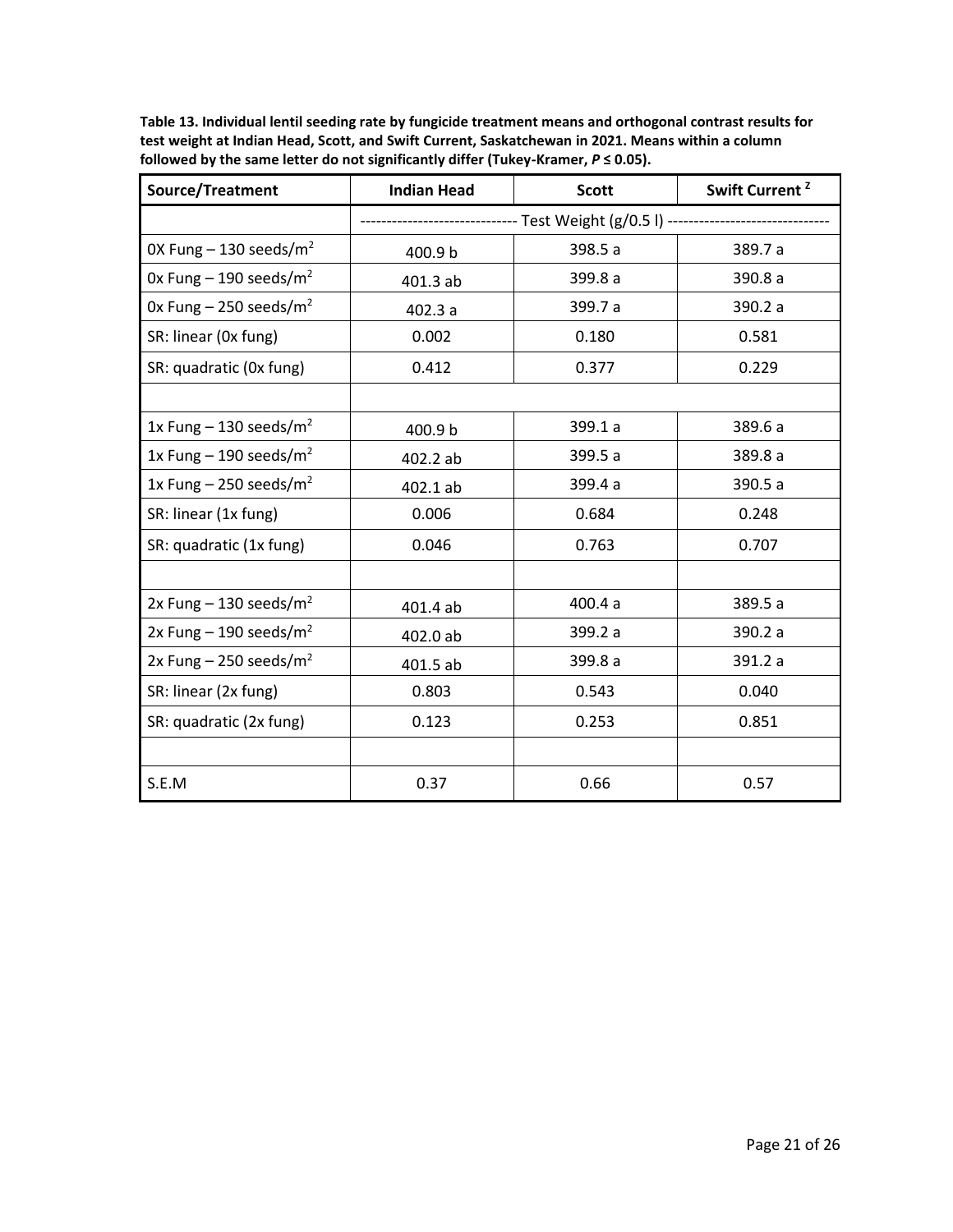**Table 13. Individual lentil seeding rate by fungicide treatment means and orthogonal contrast results for test weight at Indian Head, Scott, and Swift Current, Saskatchewan in 2021. Means within a column followed by the same letter do not significantly differ (Tukey-Kramer, $P \leq 0.05$).**

| Source/Treatment | Indian Head | Scott | Swift Current [z] |
|---|---|---|---|
| | ------------------------------ Test Weight (g/0.5 l) ------------------------------ | | |
| 0X Fung – 130 seeds/m$^2$ | 400.9 b | 398.5 a | 389.7 a |
| 0x Fung – 190 seeds/m$^2$ | 401.3 ab | 399.8 a | 390.8 a |
| 0x Fung – 250 seeds/m$^2$ | 402.3 a | 399.7 a | 390.2 a |
| SR: linear (0x fung) | 0.002 | 0.180 | 0.581 |
| SR: quadratic (0x fung) | 0.412 | 0.377 | 0.229 |
| | | | |
| 1x Fung – 130 seeds/m$^2$ | 400.9 b | 399.1 a | 389.6 a |
| 1x Fung – 190 seeds/m$^2$ | 402.2 ab | 399.5 a | 389.8 a |
| 1x Fung – 250 seeds/m$^2$ | 402.1 ab | 399.4 a | 390.5 a |
| SR: linear (1x fung) | 0.006 | 0.684 | 0.248 |
| SR: quadratic (1x fung) | 0.046 | 0.763 | 0.707 |
| | | | |
| 2x Fung – 130 seeds/m$^2$ | 401.4 ab | 400.4 a | 389.5 a |
| 2x Fung – 190 seeds/m$^2$ | 402.0 ab | 399.2 a | 390.2 a |
| 2x Fung – 250 seeds/m$^2$ | 401.5 ab | 399.8 a | 391.2 a |
| SR: linear (2x fung) | 0.803 | 0.543 | 0.040 |
| SR: quadratic (2x fung) | 0.123 | 0.253 | 0.851 |
| | | | |
| S.E.M | 0.37 | 0.66 | 0.57 |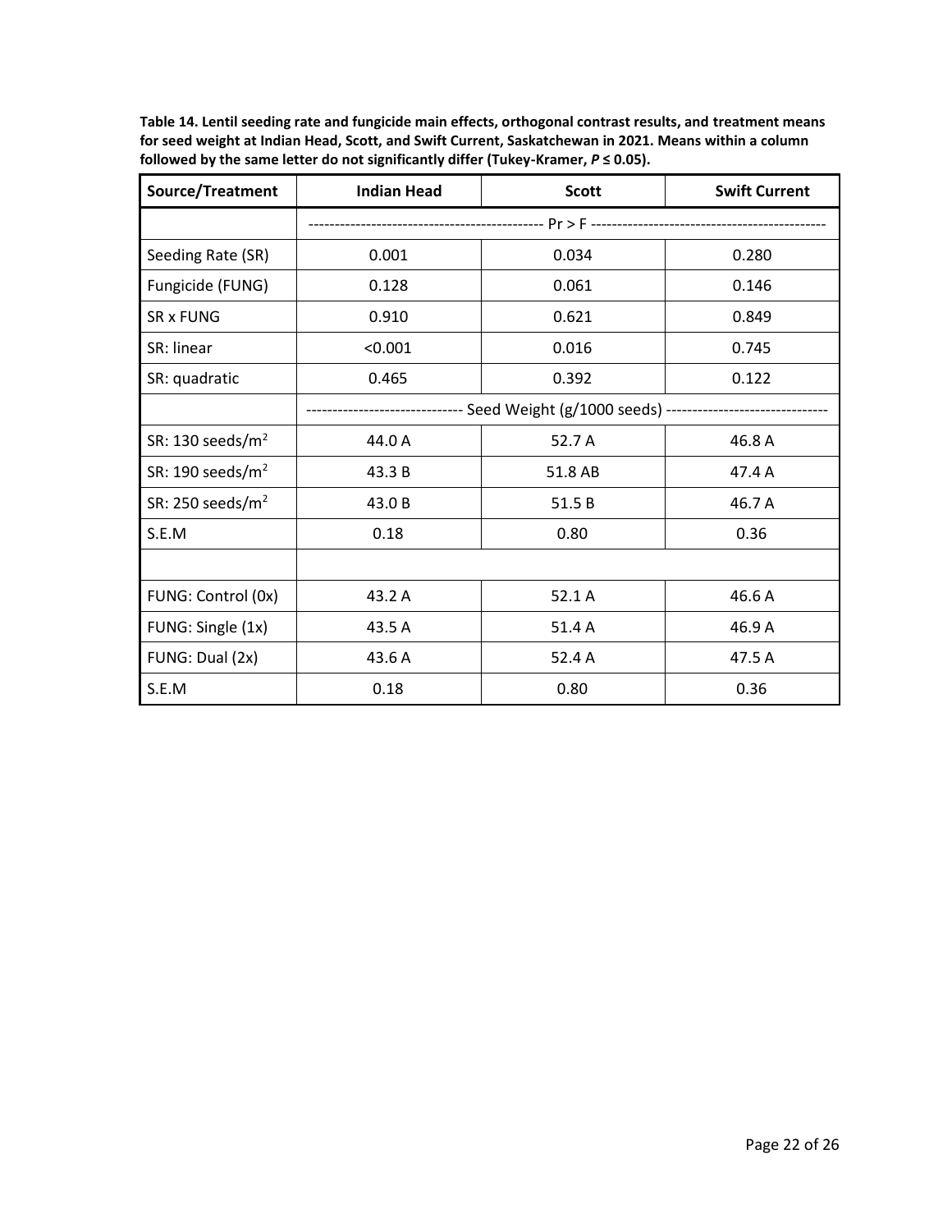**Table 14. Lentil seeding rate and fungicide main effects, orthogonal contrast results, and treatment means for seed weight at Indian Head, Scott, and Swift Current, Saskatchewan in 2021. Means within a column followed by the same letter do not significantly differ (Tukey-Kramer, $P \leq 0.05$).**

| Source/Treatment | Indian Head | Scott | Swift Current |
|---|---|---|---|
| | ------------------ Pr > F ------------------ | | |
| Seeding Rate (SR) | 0.001 | 0.034 | 0.280 |
| Fungicide (FUNG) | 0.128 | 0.061 | 0.146 |
| SR x FUNG | 0.910 | 0.621 | 0.849 |
| SR: linear | <0.001 | 0.016 | 0.745 |
| SR: quadratic | 0.465 | 0.392 | 0.122 |
| | ------------ Seed Weight (g/1000 seeds) ------------ | | |
| SR: 130 seeds/m$^2$ | 44.0 A | 52.7 A | 46.8 A |
| SR: 190 seeds/m$^2$ | 43.3 B | 51.8 AB | 47.4 A |
| SR: 250 seeds/m$^2$ | 43.0 B | 51.5 B | 46.7 A |
| S.E.M | 0.18 | 0.80 | 0.36 |
| | | | |
| FUNG: Control (0x) | 43.2 A | 52.1 A | 46.6 A |
| FUNG: Single (1x) | 43.5 A | 51.4 A | 46.9 A |
| FUNG: Dual (2x) | 43.6 A | 52.4 A | 47.5 A |
| S.E.M | 0.18 | 0.80 | 0.36 |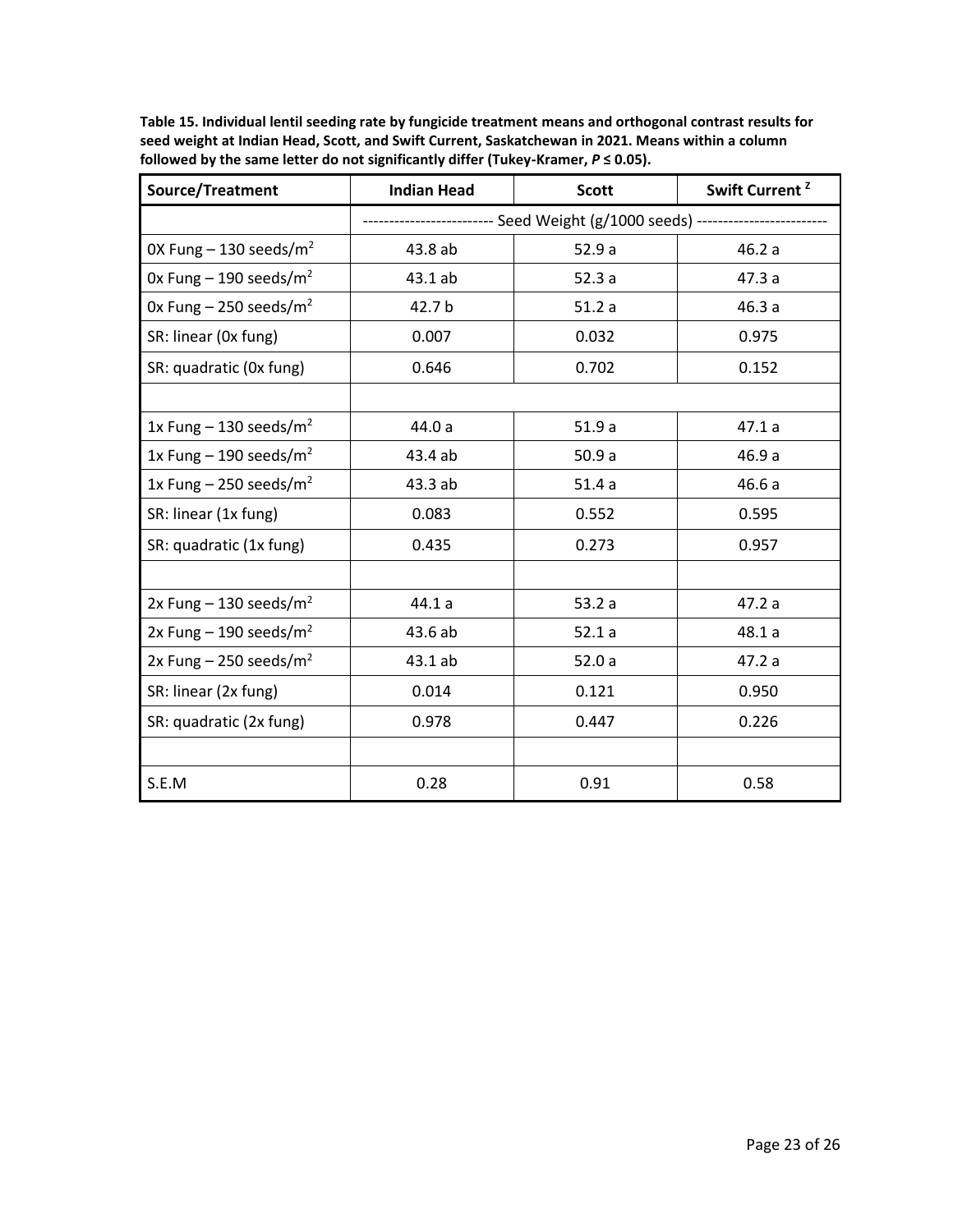**Table 15. Individual lentil seeding rate by fungicide treatment means and orthogonal contrast results for seed weight at Indian Head, Scott, and Swift Current, Saskatchewan in 2021. Means within a column followed by the same letter do not significantly differ (Tukey-Kramer, $P \leq 0.05$).**

| Source/Treatment | Indian Head | Scott | Swift Current [Z] |
|---|---|---|---|
| | ------------------------ Seed Weight (g/1000 seeds) ------------------------ | | |
| 0X Fung – 130 seeds/$m^2$ | 43.8 ab | 52.9 a | 46.2 a |
| 0x Fung – 190 seeds/$m^2$ | 43.1 ab | 52.3 a | 47.3 a |
| 0x Fung – 250 seeds/$m^2$ | 42.7 b | 51.2 a | 46.3 a |
| SR: linear (0x fung) | 0.007 | 0.032 | 0.975 |
| SR: quadratic (0x fung) | 0.646 | 0.702 | 0.152 |
| | | | |
| 1x Fung – 130 seeds/$m^2$ | 44.0 a | 51.9 a | 47.1 a |
| 1x Fung – 190 seeds/$m^2$ | 43.4 ab | 50.9 a | 46.9 a |
| 1x Fung – 250 seeds/$m^2$ | 43.3 ab | 51.4 a | 46.6 a |
| SR: linear (1x fung) | 0.083 | 0.552 | 0.595 |
| SR: quadratic (1x fung) | 0.435 | 0.273 | 0.957 |
| | | | |
| 2x Fung – 130 seeds/$m^2$ | 44.1 a | 53.2 a | 47.2 a |
| 2x Fung – 190 seeds/$m^2$ | 43.6 ab | 52.1 a | 48.1 a |
| 2x Fung – 250 seeds/$m^2$ | 43.1 ab | 52.0 a | 47.2 a |
| SR: linear (2x fung) | 0.014 | 0.121 | 0.950 |
| SR: quadratic (2x fung) | 0.978 | 0.447 | 0.226 |
| | | | |
| S.E.M | 0.28 | 0.91 | 0.58 |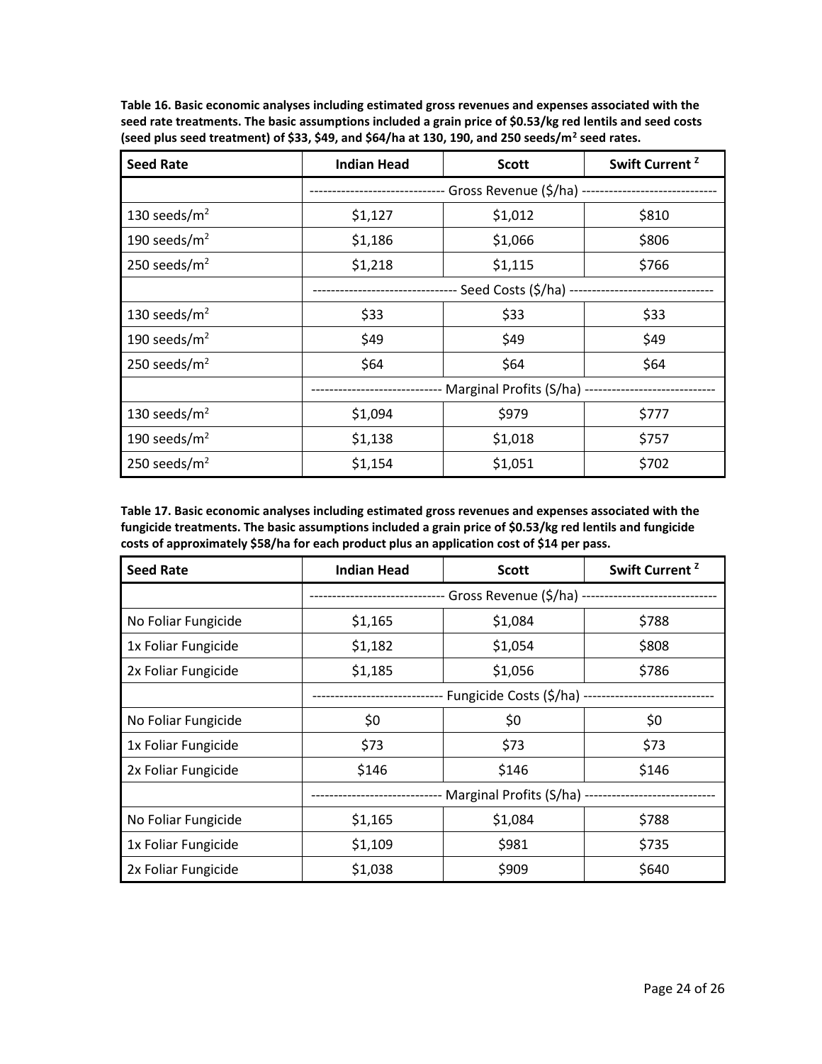**Table 16. Basic economic analyses including estimated gross revenues and expenses associated with the seed rate treatments. The basic assumptions included a grain price of \$0.53/kg red lentils and seed costs (seed plus seed treatment) of \$33, \$49, and \$64/ha at 130, 190, and 250 seeds/m² seed rates.**

| Seed Rate | Indian Head | Scott | Swift Current [Z] |
|---|---|---|---|
| | Gross Revenue (\$/ha) | | |
| 130 seeds/m² | \$1,127 | \$1,012 | \$810 |
| 190 seeds/m² | \$1,186 | \$1,066 | \$806 |
| 250 seeds/m² | \$1,218 | \$1,115 | \$766 |
| | Seed Costs (\$/ha) | | |
| 130 seeds/m² | \$33 | \$33 | \$33 |
| 190 seeds/m² | \$49 | \$49 | \$49 |
| 250 seeds/m² | \$64 | \$64 | \$64 |
| | Marginal Profits (S/ha) | | |
| 130 seeds/m² | \$1,094 | \$979 | \$777 |
| 190 seeds/m² | \$1,138 | \$1,018 | \$757 |
| 250 seeds/m² | \$1,154 | \$1,051 | \$702 |

**Table 17. Basic economic analyses including estimated gross revenues and expenses associated with the fungicide treatments. The basic assumptions included a grain price of \$0.53/kg red lentils and fungicide costs of approximately \$58/ha for each product plus an application cost of \$14 per pass.**

| Seed Rate | Indian Head | Scott | Swift Current [Z] |
|---|---|---|---|
| | Gross Revenue (\$/ha) | | |
| No Foliar Fungicide | \$1,165 | \$1,084 | \$788 |
| 1x Foliar Fungicide | \$1,182 | \$1,054 | \$808 |
| 2x Foliar Fungicide | \$1,185 | \$1,056 | \$786 |
| | Fungicide Costs (\$/ha) | | |
| No Foliar Fungicide | \$0 | \$0 | \$0 |
| 1x Foliar Fungicide | \$73 | \$73 | \$73 |
| 2x Foliar Fungicide | \$146 | \$146 | \$146 |
| | Marginal Profits (S/ha) | | |
| No Foliar Fungicide | \$1,165 | \$1,084 | \$788 |
| 1x Foliar Fungicide | \$1,109 | \$981 | \$735 |
| 2x Foliar Fungicide | \$1,038 | \$909 | \$640 |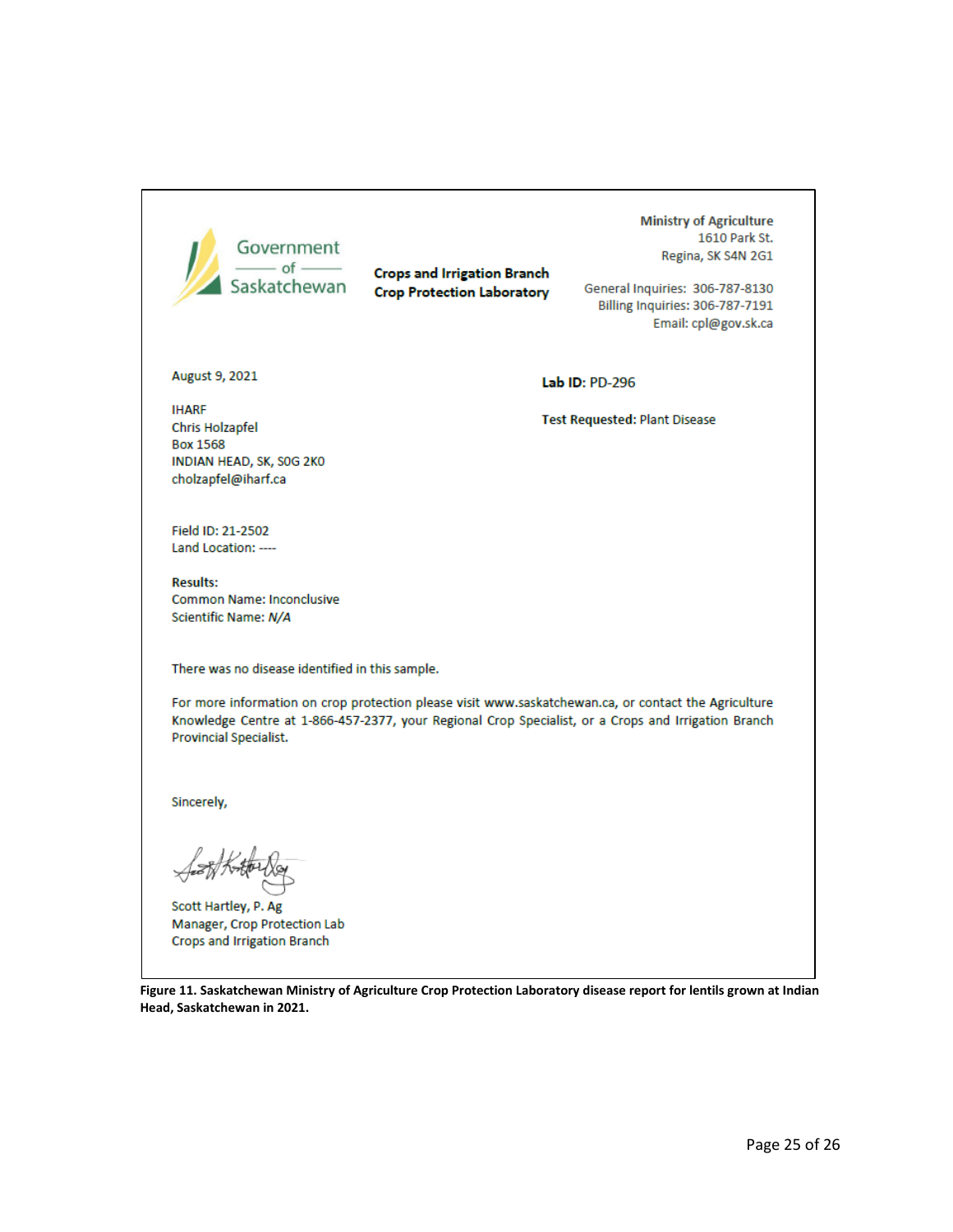Government of Saskatchewan

**Crops and Irrigation Branch**
**Crop Protection Laboratory**

**Ministry of Agriculture**
1610 Park St.
Regina, SK S4N 2G1

General Inquiries: 306-787-8130
Billing Inquiries: 306-787-7191
Email: cpl@gov.sk.ca

August 9, 2021

**Lab ID**: PD-296

IHARF
Chris Holzapfel
Box 1568
INDIAN HEAD, SK, S0G 2K0
cholzapfel@iharf.ca

**Test Requested:** Plant Disease

Field ID: 21-2502
Land Location: ----

**Results:**
Common Name: Inconclusive
Scientific Name: *N/A*

There was no disease identified in this sample.

For more information on crop protection please visit www.saskatchewan.ca, or contact the Agriculture Knowledge Centre at 1-866-457-2377, your Regional Crop Specialist, or a Crops and Irrigation Branch Provincial Specialist.

Sincerely,

Scott Hartley, P. Ag
Manager, Crop Protection Lab
Crops and Irrigation Branch

**Figure 11. Saskatchewan Ministry of Agriculture Crop Protection Laboratory disease report for lentils grown at Indian Head, Saskatchewan in 2021.**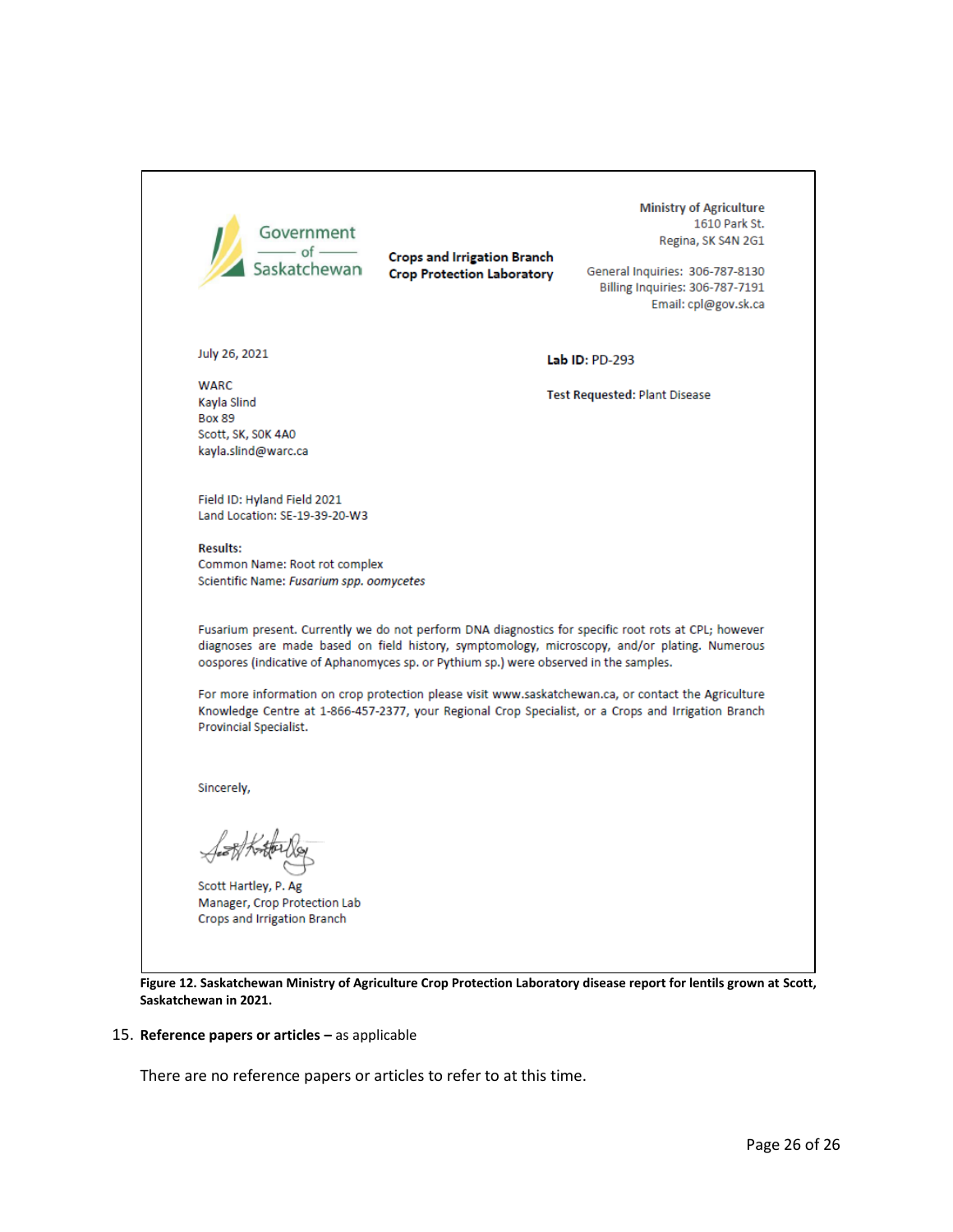Government of Saskatchewan

**Crops and Irrigation Branch**
**Crop Protection Laboratory**

**Ministry of Agriculture**
1610 Park St.
Regina, SK S4N 2G1

General Inquiries: 306-787-8130
Billing Inquiries: 306-787-7191
Email: cpl@gov.sk.ca

July 26, 2021

WARC
Kayla Slind
Box 89
Scott, SK, S0K 4A0
kayla.slind@warc.ca

**Lab ID:** PD-293

**Test Requested:** Plant Disease

Field ID: Hyland Field 2021
Land Location: SE-19-39-20-W3

**Results:**
Common Name: Root rot complex
Scientific Name: *Fusarium spp. oomycetes*

Fusarium present. Currently we do not perform DNA diagnostics for specific root rots at CPL; however diagnoses are made based on field history, symptomology, microscopy, and/or plating. Numerous oospores (indicative of Aphanomyces sp. or Pythium sp.) were observed in the samples.

For more information on crop protection please visit www.saskatchewan.ca, or contact the Agriculture Knowledge Centre at 1-866-457-2377, your Regional Crop Specialist, or a Crops and Irrigation Branch Provincial Specialist.

Sincerely,

Scott Hartley, P. Ag
Manager, Crop Protection Lab
Crops and Irrigation Branch

**Figure 12. Saskatchewan Ministry of Agriculture Crop Protection Laboratory disease report for lentils grown at Scott, Saskatchewan in 2021.**

15. **Reference papers or articles –** as applicable

There are no reference papers or articles to refer to at this time.